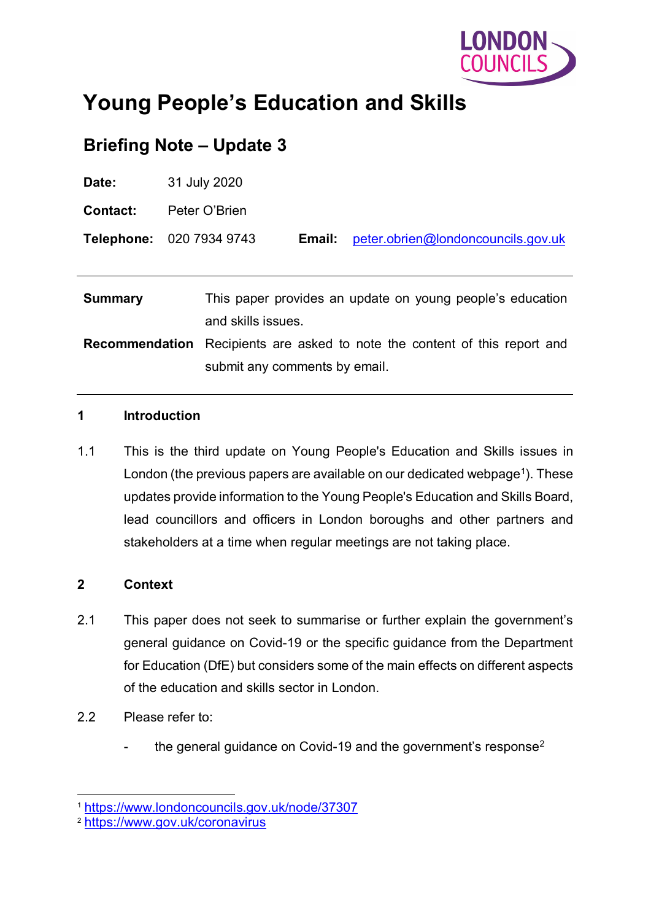# Young People's Education and Skills

## Briefing Note – Update 3

**Date:** 31 July 2020

**Contact:** Peter O'Brien

**Telephone:** 020 7934 9743 **Email:** peter.obrien@londoncouncils.gov.uk

| | |
|---|---|
| **Summary** | This paper provides an update on young people's education and skills issues. |
| **Recommendation** | Recipients are asked to note the content of this report and submit any comments by email. |

## 1 Introduction

1.1 This is the third update on Young People's Education and Skills issues in London (the previous papers are available on our dedicated webpage[1]). These updates provide information to the Young People's Education and Skills Board, lead councillors and officers in London boroughs and other partners and stakeholders at a time when regular meetings are not taking place.

## 2 Context

2.1 This paper does not seek to summarise or further explain the government's general guidance on Covid-19 or the specific guidance from the Department for Education (DfE) but considers some of the main effects on different aspects of the education and skills sector in London.

2.2 Please refer to:

- the general guidance on Covid-19 and the government's response[2]

[1] https://www.londoncouncils.gov.uk/node/37307

[2] https://www.gov.uk/coronavirus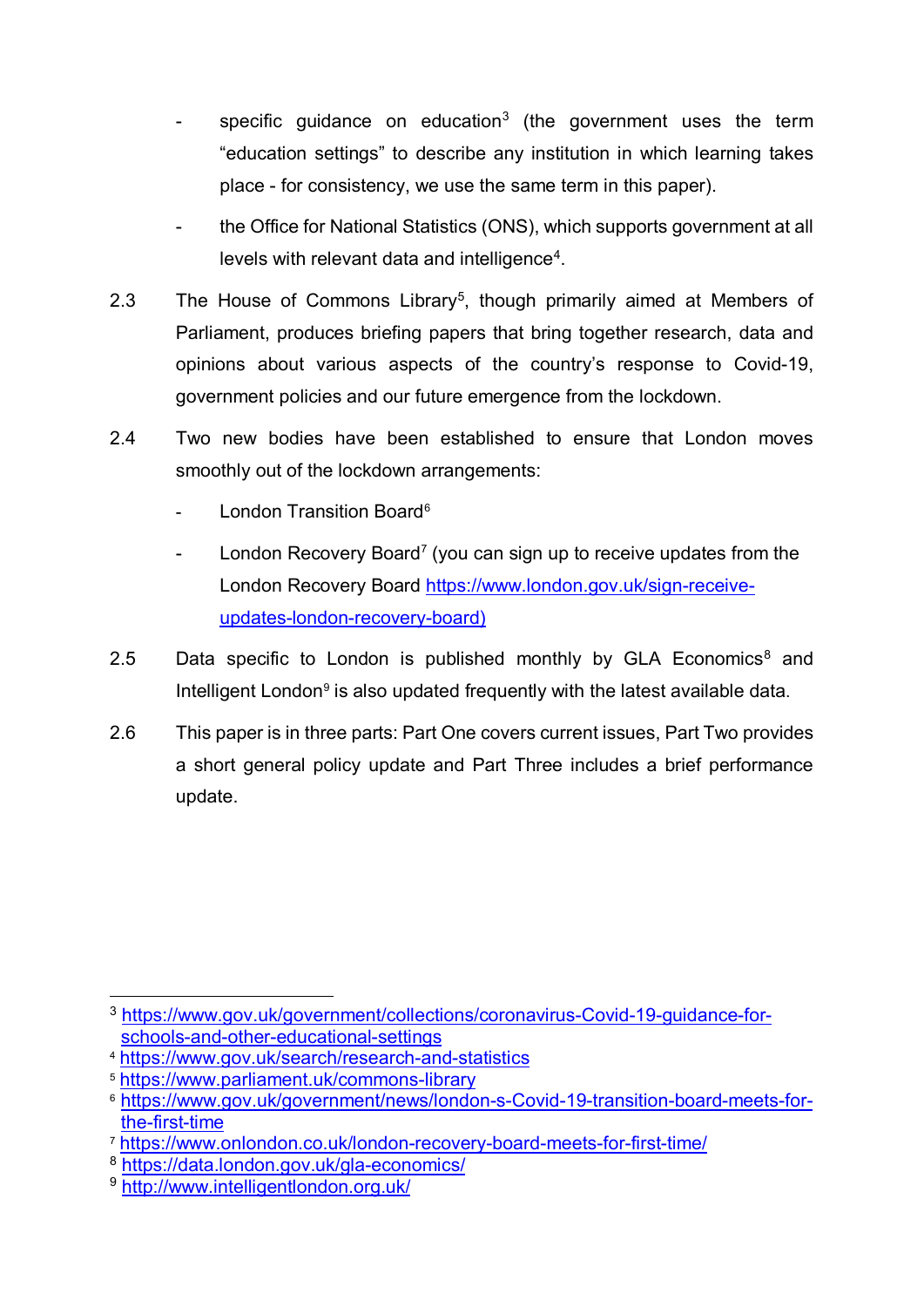- specific guidance on education[3] (the government uses the term "education settings" to describe any institution in which learning takes place - for consistency, we use the same term in this paper).

- the Office for National Statistics (ONS), which supports government at all levels with relevant data and intelligence[4].

2.3 The House of Commons Library[5], though primarily aimed at Members of Parliament, produces briefing papers that bring together research, data and opinions about various aspects of the country's response to Covid-19, government policies and our future emergence from the lockdown.

2.4 Two new bodies have been established to ensure that London moves smoothly out of the lockdown arrangements:

- London Transition Board[6]

- London Recovery Board[7] (you can sign up to receive updates from the London Recovery Board https://www.london.gov.uk/sign-receive-updates-london-recovery-board)

2.5 Data specific to London is published monthly by GLA Economics[8] and Intelligent London[9] is also updated frequently with the latest available data.

2.6 This paper is in three parts: Part One covers current issues, Part Two provides a short general policy update and Part Three includes a brief performance update.

---

[3] https://www.gov.uk/government/collections/coronavirus-Covid-19-guidance-for-schools-and-other-educational-settings

[4] https://www.gov.uk/search/research-and-statistics

[5] https://www.parliament.uk/commons-library

[6] https://www.gov.uk/government/news/london-s-Covid-19-transition-board-meets-for-the-first-time

[7] https://www.onlondon.co.uk/london-recovery-board-meets-for-first-time/

[8] https://data.london.gov.uk/gla-economics/

[9] http://www.intelligentlondon.org.uk/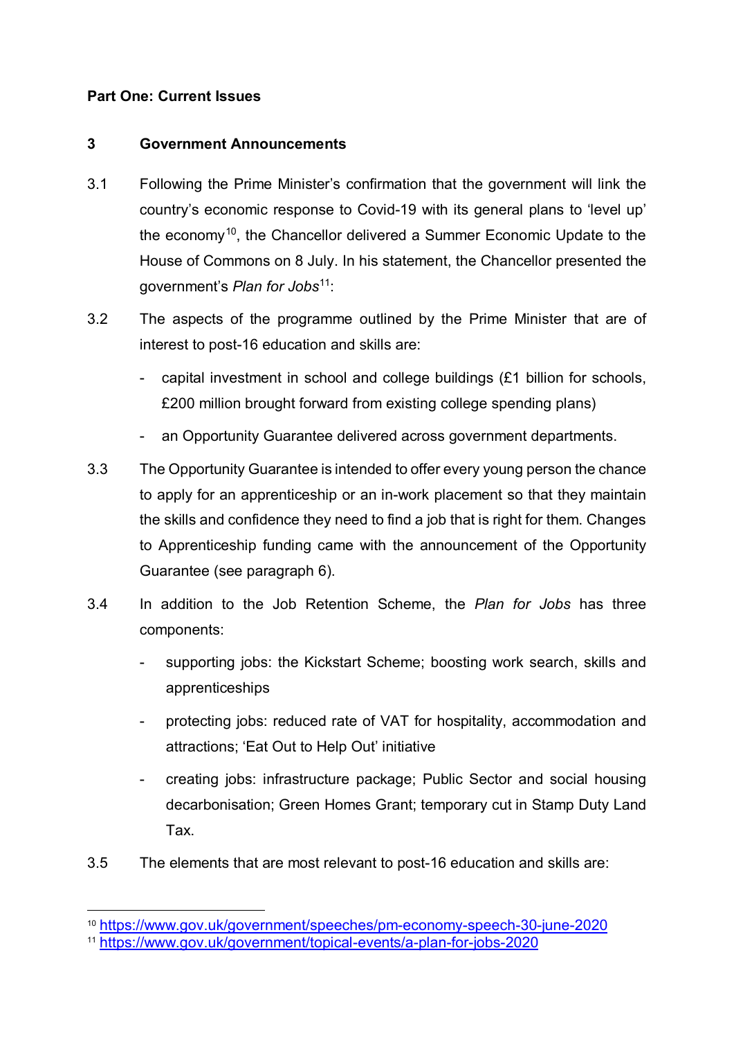**Part One: Current Issues**

## 3 Government Announcements

3.1 Following the Prime Minister's confirmation that the government will link the country's economic response to Covid-19 with its general plans to 'level up' the economy[10], the Chancellor delivered a Summer Economic Update to the House of Commons on 8 July. In his statement, the Chancellor presented the government's *Plan for Jobs*[11]:

3.2 The aspects of the programme outlined by the Prime Minister that are of interest to post-16 education and skills are:

- capital investment in school and college buildings (£1 billion for schools, £200 million brought forward from existing college spending plans)
- an Opportunity Guarantee delivered across government departments.

3.3 The Opportunity Guarantee is intended to offer every young person the chance to apply for an apprenticeship or an in-work placement so that they maintain the skills and confidence they need to find a job that is right for them. Changes to Apprenticeship funding came with the announcement of the Opportunity Guarantee (see paragraph 6).

3.4 In addition to the Job Retention Scheme, the *Plan for Jobs* has three components:

- supporting jobs: the Kickstart Scheme; boosting work search, skills and apprenticeships
- protecting jobs: reduced rate of VAT for hospitality, accommodation and attractions; 'Eat Out to Help Out' initiative
- creating jobs: infrastructure package; Public Sector and social housing decarbonisation; Green Homes Grant; temporary cut in Stamp Duty Land Tax.

3.5 The elements that are most relevant to post-16 education and skills are:

---

[10] https://www.gov.uk/government/speeches/pm-economy-speech-30-june-2020

[11] https://www.gov.uk/government/topical-events/a-plan-for-jobs-2020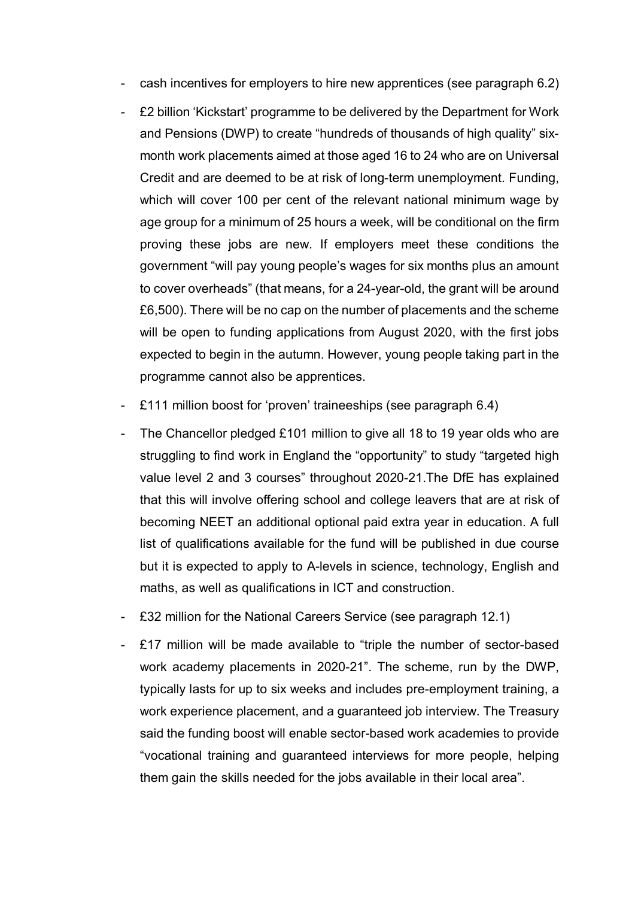- cash incentives for employers to hire new apprentices (see paragraph 6.2)
- £2 billion 'Kickstart' programme to be delivered by the Department for Work and Pensions (DWP) to create "hundreds of thousands of high quality" six-month work placements aimed at those aged 16 to 24 who are on Universal Credit and are deemed to be at risk of long-term unemployment. Funding, which will cover 100 per cent of the relevant national minimum wage by age group for a minimum of 25 hours a week, will be conditional on the firm proving these jobs are new. If employers meet these conditions the government "will pay young people's wages for six months plus an amount to cover overheads" (that means, for a 24-year-old, the grant will be around £6,500). There will be no cap on the number of placements and the scheme will be open to funding applications from August 2020, with the first jobs expected to begin in the autumn. However, young people taking part in the programme cannot also be apprentices.
- £111 million boost for 'proven' traineeships (see paragraph 6.4)
- The Chancellor pledged £101 million to give all 18 to 19 year olds who are struggling to find work in England the "opportunity" to study "targeted high value level 2 and 3 courses" throughout 2020-21.The DfE has explained that this will involve offering school and college leavers that are at risk of becoming NEET an additional optional paid extra year in education. A full list of qualifications available for the fund will be published in due course but it is expected to apply to A-levels in science, technology, English and maths, as well as qualifications in ICT and construction.
- £32 million for the National Careers Service (see paragraph 12.1)
- £17 million will be made available to "triple the number of sector-based work academy placements in 2020-21". The scheme, run by the DWP, typically lasts for up to six weeks and includes pre-employment training, a work experience placement, and a guaranteed job interview. The Treasury said the funding boost will enable sector-based work academies to provide "vocational training and guaranteed interviews for more people, helping them gain the skills needed for the jobs available in their local area".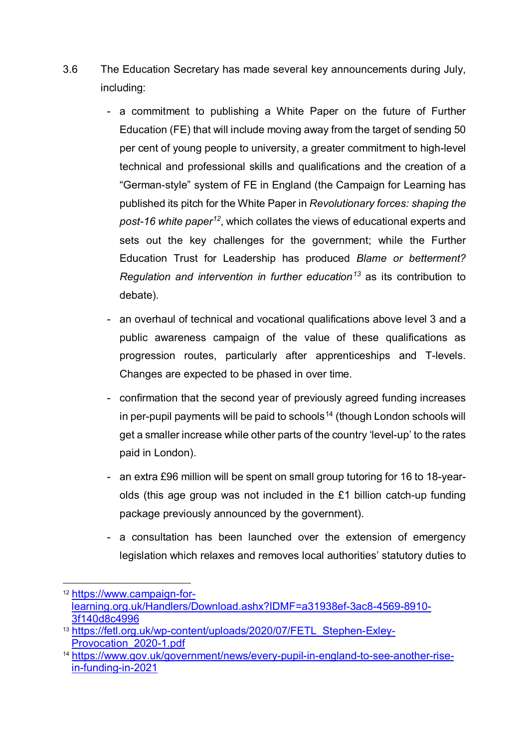3.6 The Education Secretary has made several key announcements during July, including:

- a commitment to publishing a White Paper on the future of Further Education (FE) that will include moving away from the target of sending 50 per cent of young people to university, a greater commitment to high-level technical and professional skills and qualifications and the creation of a "German-style" system of FE in England (the Campaign for Learning has published its pitch for the White Paper in *Revolutionary forces: shaping the post-16 white paper*[12], which collates the views of educational experts and sets out the key challenges for the government; while the Further Education Trust for Leadership has produced *Blame or betterment? Regulation and intervention in further education*[13] as its contribution to debate).

- an overhaul of technical and vocational qualifications above level 3 and a public awareness campaign of the value of these qualifications as progression routes, particularly after apprenticeships and T-levels. Changes are expected to be phased in over time.

- confirmation that the second year of previously agreed funding increases in per-pupil payments will be paid to schools[14] (though London schools will get a smaller increase while other parts of the country 'level-up' to the rates paid in London).

- an extra £96 million will be spent on small group tutoring for 16 to 18-year-olds (this age group was not included in the £1 billion catch-up funding package previously announced by the government).

- a consultation has been launched over the extension of emergency legislation which relaxes and removes local authorities' statutory duties to

---

[12] https://www.campaign-for-learning.org.uk/Handlers/Download.ashx?IDMF=a31938ef-3ac8-4569-8910-3f140d8c4996

[13] https://fetl.org.uk/wp-content/uploads/2020/07/FETL_Stephen-Exley-Provocation_2020-1.pdf

[14] https://www.gov.uk/government/news/every-pupil-in-england-to-see-another-rise-in-funding-in-2021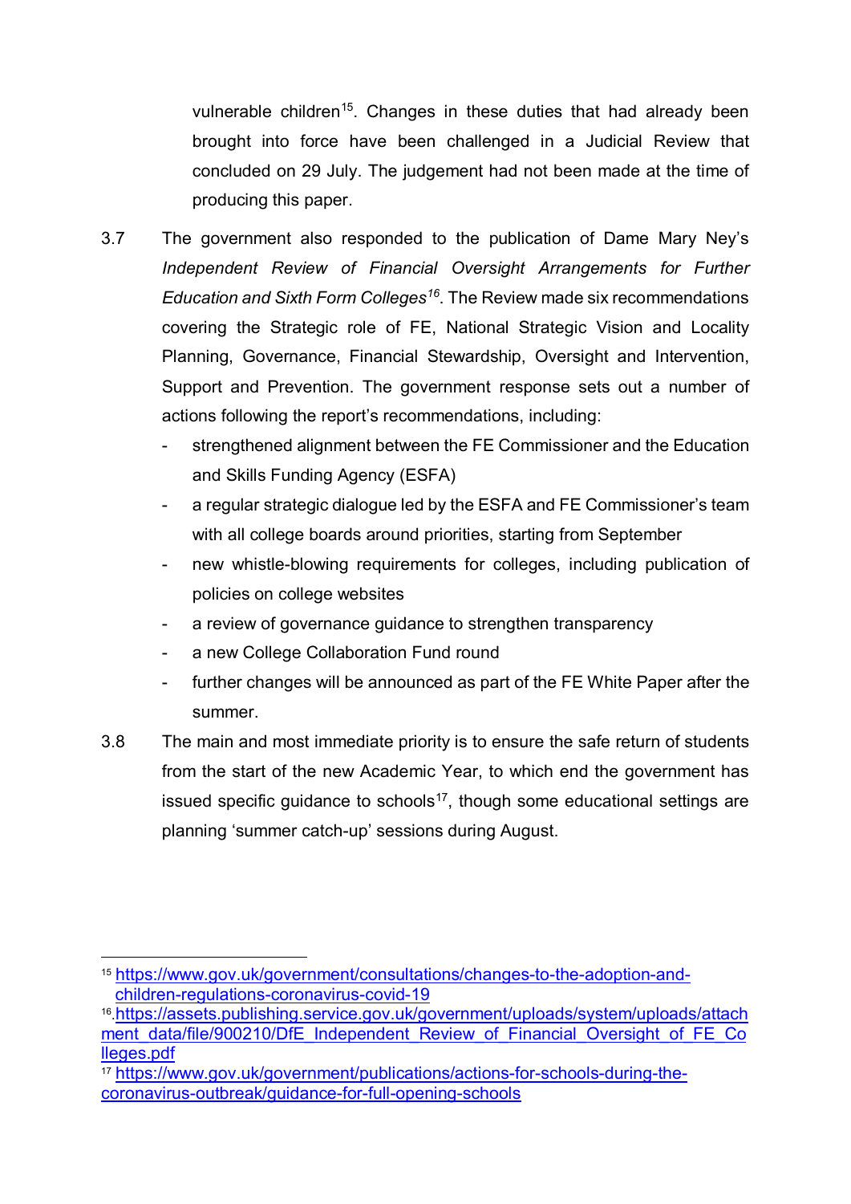vulnerable children[15]. Changes in these duties that had already been brought into force have been challenged in a Judicial Review that concluded on 29 July. The judgement had not been made at the time of producing this paper.

3.7 The government also responded to the publication of Dame Mary Ney's *Independent Review of Financial Oversight Arrangements for Further Education and Sixth Form Colleges*[16]. The Review made six recommendations covering the Strategic role of FE, National Strategic Vision and Locality Planning, Governance, Financial Stewardship, Oversight and Intervention, Support and Prevention. The government response sets out a number of actions following the report's recommendations, including:

- strengthened alignment between the FE Commissioner and the Education and Skills Funding Agency (ESFA)
- a regular strategic dialogue led by the ESFA and FE Commissioner's team with all college boards around priorities, starting from September
- new whistle-blowing requirements for colleges, including publication of policies on college websites
- a review of governance guidance to strengthen transparency
- a new College Collaboration Fund round
- further changes will be announced as part of the FE White Paper after the summer.

3.8 The main and most immediate priority is to ensure the safe return of students from the start of the new Academic Year, to which end the government has issued specific guidance to schools[17], though some educational settings are planning 'summer catch-up' sessions during August.

---

[15] https://www.gov.uk/government/consultations/changes-to-the-adoption-and-children-regulations-coronavirus-covid-19

[16] https://assets.publishing.service.gov.uk/government/uploads/system/uploads/attachment_data/file/900210/DfE_Independent_Review_of_Financial_Oversight_of_FE_Colleges.pdf

[17] https://www.gov.uk/government/publications/actions-for-schools-during-the-coronavirus-outbreak/guidance-for-full-opening-schools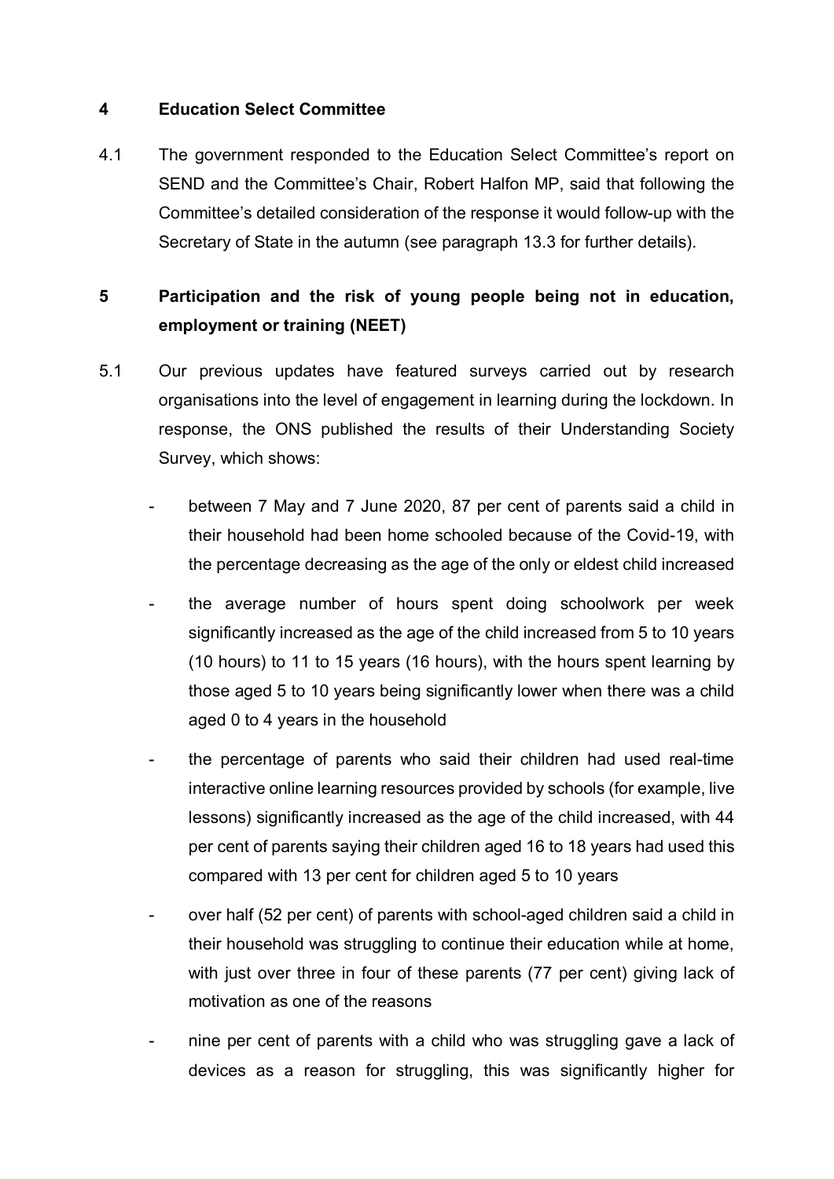## 4 Education Select Committee

4.1 The government responded to the Education Select Committee's report on SEND and the Committee's Chair, Robert Halfon MP, said that following the Committee's detailed consideration of the response it would follow-up with the Secretary of State in the autumn (see paragraph 13.3 for further details).

## 5 Participation and the risk of young people being not in education, employment or training (NEET)

5.1 Our previous updates have featured surveys carried out by research organisations into the level of engagement in learning during the lockdown. In response, the ONS published the results of their Understanding Society Survey, which shows:

- between 7 May and 7 June 2020, 87 per cent of parents said a child in their household had been home schooled because of the Covid-19, with the percentage decreasing as the age of the only or eldest child increased
- the average number of hours spent doing schoolwork per week significantly increased as the age of the child increased from 5 to 10 years (10 hours) to 11 to 15 years (16 hours), with the hours spent learning by those aged 5 to 10 years being significantly lower when there was a child aged 0 to 4 years in the household
- the percentage of parents who said their children had used real-time interactive online learning resources provided by schools (for example, live lessons) significantly increased as the age of the child increased, with 44 per cent of parents saying their children aged 16 to 18 years had used this compared with 13 per cent for children aged 5 to 10 years
- over half (52 per cent) of parents with school-aged children said a child in their household was struggling to continue their education while at home, with just over three in four of these parents (77 per cent) giving lack of motivation as one of the reasons
- nine per cent of parents with a child who was struggling gave a lack of devices as a reason for struggling, this was significantly higher for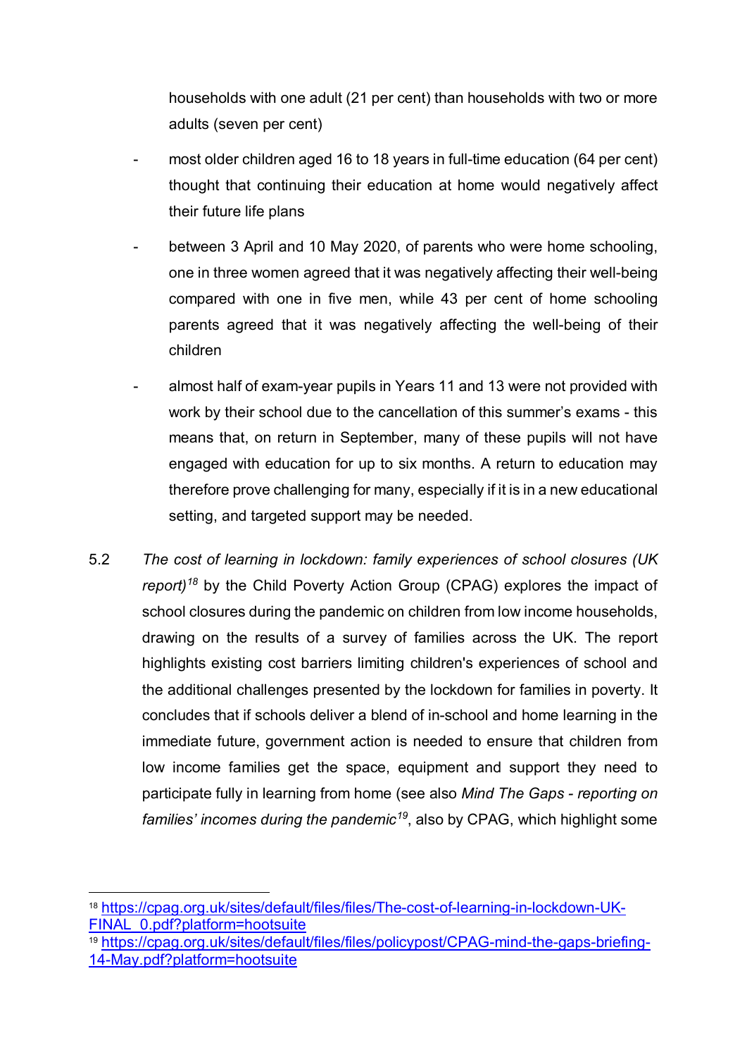households with one adult (21 per cent) than households with two or more adults (seven per cent)

- most older children aged 16 to 18 years in full-time education (64 per cent) thought that continuing their education at home would negatively affect their future life plans
- between 3 April and 10 May 2020, of parents who were home schooling, one in three women agreed that it was negatively affecting their well-being compared with one in five men, while 43 per cent of home schooling parents agreed that it was negatively affecting the well-being of their children
- almost half of exam-year pupils in Years 11 and 13 were not provided with work by their school due to the cancellation of this summer's exams - this means that, on return in September, many of these pupils will not have engaged with education for up to six months. A return to education may therefore prove challenging for many, especially if it is in a new educational setting, and targeted support may be needed.

5.2 *The cost of learning in lockdown: family experiences of school closures (UK report)*[18] by the Child Poverty Action Group (CPAG) explores the impact of school closures during the pandemic on children from low income households, drawing on the results of a survey of families across the UK. The report highlights existing cost barriers limiting children's experiences of school and the additional challenges presented by the lockdown for families in poverty. It concludes that if schools deliver a blend of in-school and home learning in the immediate future, government action is needed to ensure that children from low income families get the space, equipment and support they need to participate fully in learning from home (see also *Mind The Gaps - reporting on families' incomes during the pandemic*[19], also by CPAG, which highlight some

---

[18] https://cpag.org.uk/sites/default/files/files/The-cost-of-learning-in-lockdown-UK-FINAL_0.pdf?platform=hootsuite

[19] https://cpag.org.uk/sites/default/files/files/policypost/CPAG-mind-the-gaps-briefing-14-May.pdf?platform=hootsuite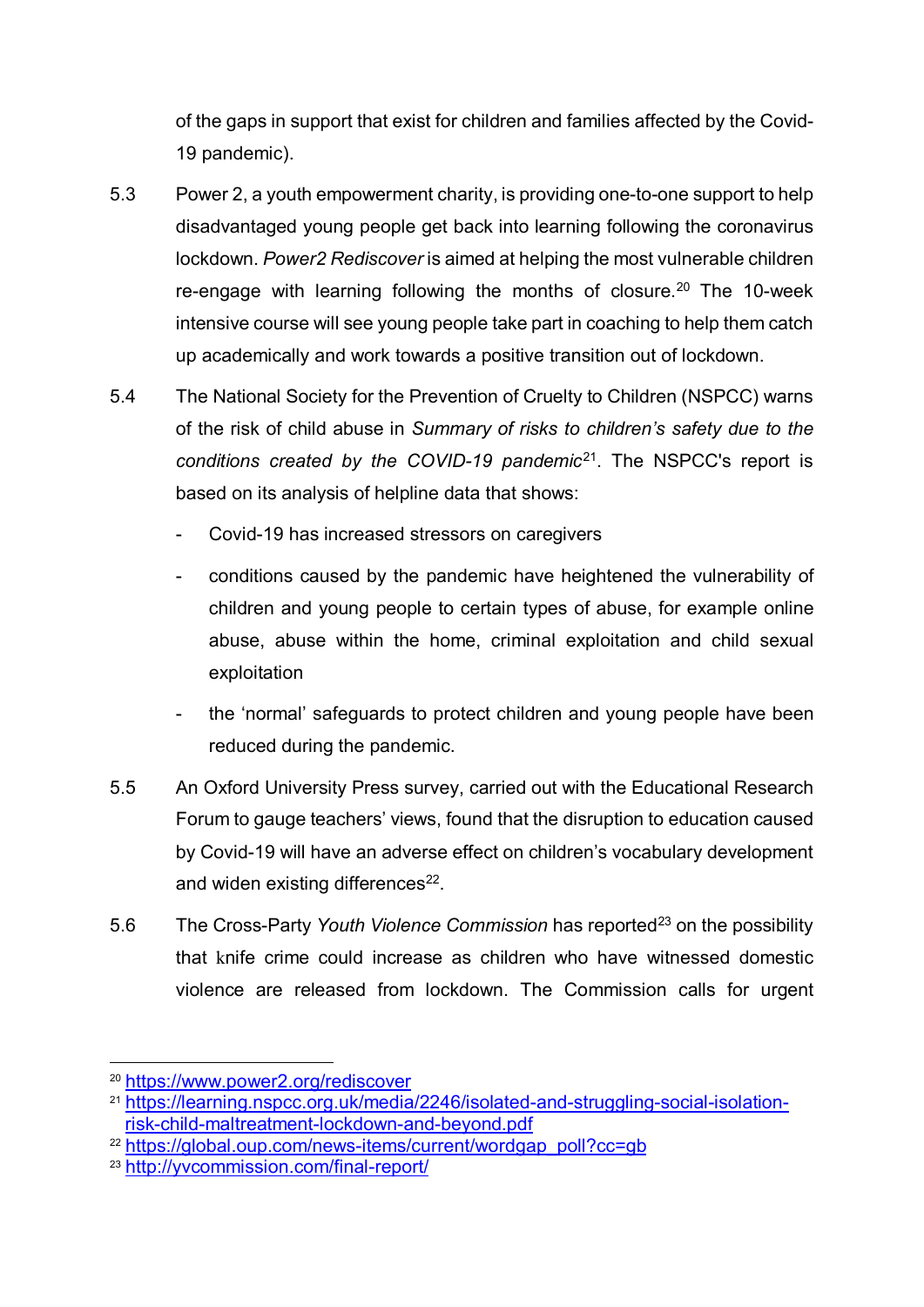of the gaps in support that exist for children and families affected by the Covid-19 pandemic).

5.3 Power 2, a youth empowerment charity, is providing one-to-one support to help disadvantaged young people get back into learning following the coronavirus lockdown. *Power2 Rediscover* is aimed at helping the most vulnerable children re-engage with learning following the months of closure.[20] The 10-week intensive course will see young people take part in coaching to help them catch up academically and work towards a positive transition out of lockdown.

5.4 The National Society for the Prevention of Cruelty to Children (NSPCC) warns of the risk of child abuse in *Summary of risks to children's safety due to the conditions created by the COVID-19 pandemic*[21]. The NSPCC's report is based on its analysis of helpline data that shows:

- Covid-19 has increased stressors on caregivers
- conditions caused by the pandemic have heightened the vulnerability of children and young people to certain types of abuse, for example online abuse, abuse within the home, criminal exploitation and child sexual exploitation
- the 'normal' safeguards to protect children and young people have been reduced during the pandemic.

5.5 An Oxford University Press survey, carried out with the Educational Research Forum to gauge teachers' views, found that the disruption to education caused by Covid-19 will have an adverse effect on children's vocabulary development and widen existing differences[22].

5.6 The Cross-Party *Youth Violence Commission* has reported[23] on the possibility that knife crime could increase as children who have witnessed domestic violence are released from lockdown. The Commission calls for urgent

---

[20] https://www.power2.org/rediscover

[21] https://learning.nspcc.org.uk/media/2246/isolated-and-struggling-social-isolation-risk-child-maltreatment-lockdown-and-beyond.pdf

[22] https://global.oup.com/news-items/current/wordgap_poll?cc=gb

[23] http://yvcommission.com/final-report/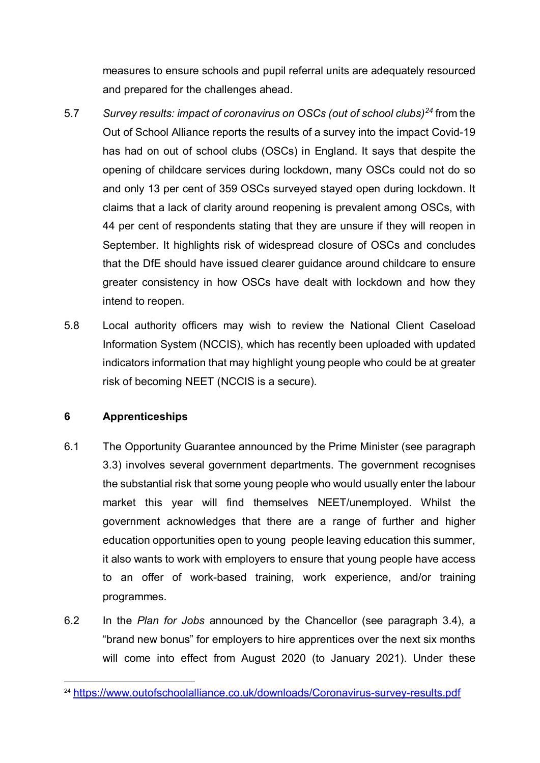measures to ensure schools and pupil referral units are adequately resourced and prepared for the challenges ahead.

5.7 *Survey results: impact of coronavirus on OSCs (out of school clubs)*[24] from the Out of School Alliance reports the results of a survey into the impact Covid-19 has had on out of school clubs (OSCs) in England. It says that despite the opening of childcare services during lockdown, many OSCs could not do so and only 13 per cent of 359 OSCs surveyed stayed open during lockdown. It claims that a lack of clarity around reopening is prevalent among OSCs, with 44 per cent of respondents stating that they are unsure if they will reopen in September. It highlights risk of widespread closure of OSCs and concludes that the DfE should have issued clearer guidance around childcare to ensure greater consistency in how OSCs have dealt with lockdown and how they intend to reopen.

5.8 Local authority officers may wish to review the National Client Caseload Information System (NCCIS), which has recently been uploaded with updated indicators information that may highlight young people who could be at greater risk of becoming NEET (NCCIS is a secure).

## 6 Apprenticeships

6.1 The Opportunity Guarantee announced by the Prime Minister (see paragraph 3.3) involves several government departments. The government recognises the substantial risk that some young people who would usually enter the labour market this year will find themselves NEET/unemployed. Whilst the government acknowledges that there are a range of further and higher education opportunities open to young people leaving education this summer, it also wants to work with employers to ensure that young people have access to an offer of work-based training, work experience, and/or training programmes.

6.2 In the *Plan for Jobs* announced by the Chancellor (see paragraph 3.4), a "brand new bonus" for employers to hire apprentices over the next six months will come into effect from August 2020 (to January 2021). Under these

---

[24] https://www.outofschoolalliance.co.uk/downloads/Coronavirus-survey-results.pdf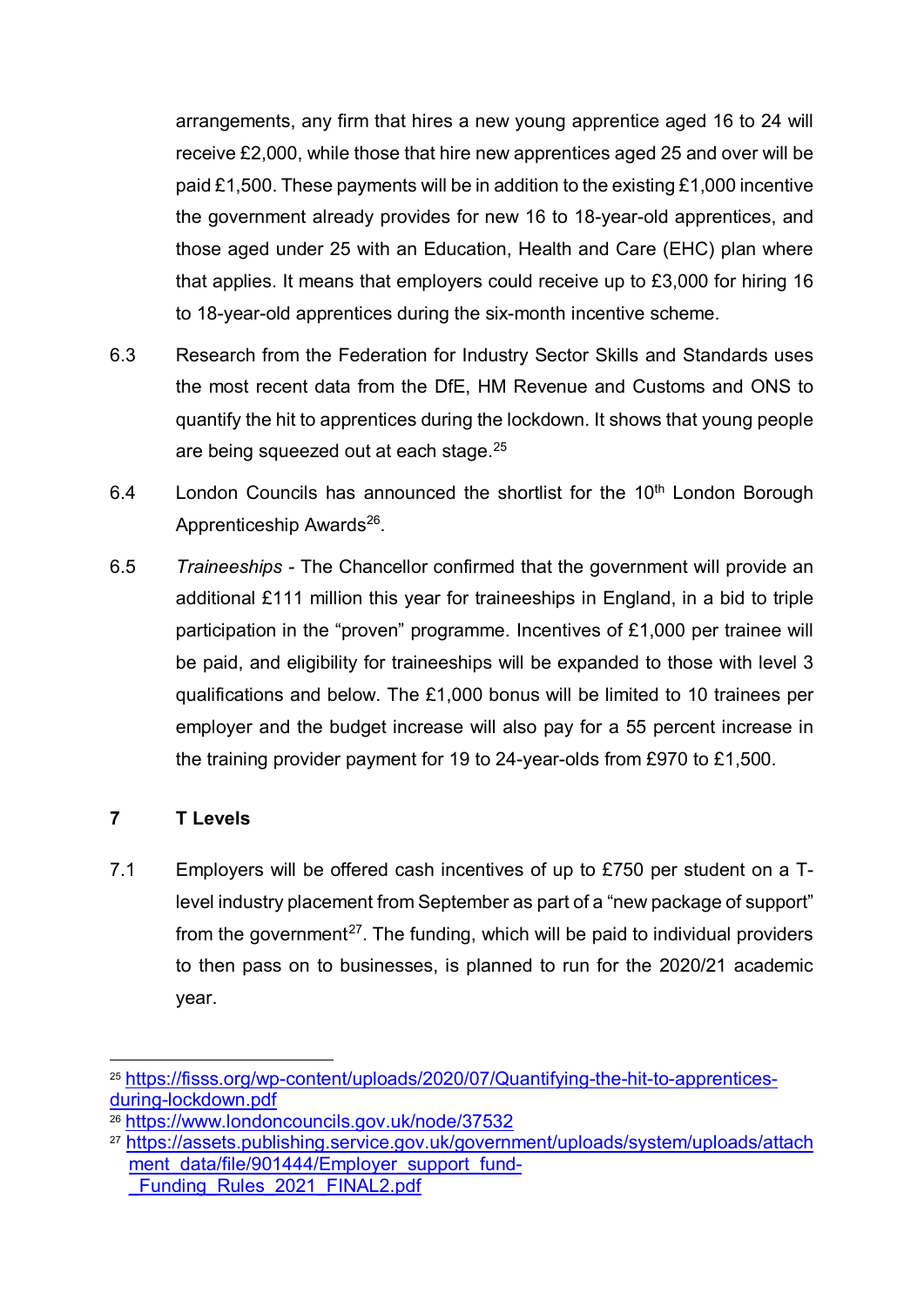arrangements, any firm that hires a new young apprentice aged 16 to 24 will receive £2,000, while those that hire new apprentices aged 25 and over will be paid £1,500. These payments will be in addition to the existing £1,000 incentive the government already provides for new 16 to 18-year-old apprentices, and those aged under 25 with an Education, Health and Care (EHC) plan where that applies. It means that employers could receive up to £3,000 for hiring 16 to 18-year-old apprentices during the six-month incentive scheme.

6.3 Research from the Federation for Industry Sector Skills and Standards uses the most recent data from the DfE, HM Revenue and Customs and ONS to quantify the hit to apprentices during the lockdown. It shows that young people are being squeezed out at each stage.[25]

6.4 London Councils has announced the shortlist for the 10th London Borough Apprenticeship Awards[26].

6.5 *Traineeships* - The Chancellor confirmed that the government will provide an additional £111 million this year for traineeships in England, in a bid to triple participation in the "proven" programme. Incentives of £1,000 per trainee will be paid, and eligibility for traineeships will be expanded to those with level 3 qualifications and below. The £1,000 bonus will be limited to 10 trainees per employer and the budget increase will also pay for a 55 percent increase in the training provider payment for 19 to 24-year-olds from £970 to £1,500.

## 7 T Levels

7.1 Employers will be offered cash incentives of up to £750 per student on a T-level industry placement from September as part of a "new package of support" from the government[27]. The funding, which will be paid to individual providers to then pass on to businesses, is planned to run for the 2020/21 academic year.

---

[25] https://fisss.org/wp-content/uploads/2020/07/Quantifying-the-hit-to-apprentices-during-lockdown.pdf

[26] https://www.londoncouncils.gov.uk/node/37532

[27] https://assets.publishing.service.gov.uk/government/uploads/system/uploads/attachment_data/file/901444/Employer_support_fund-_Funding_Rules_2021_FINAL2.pdf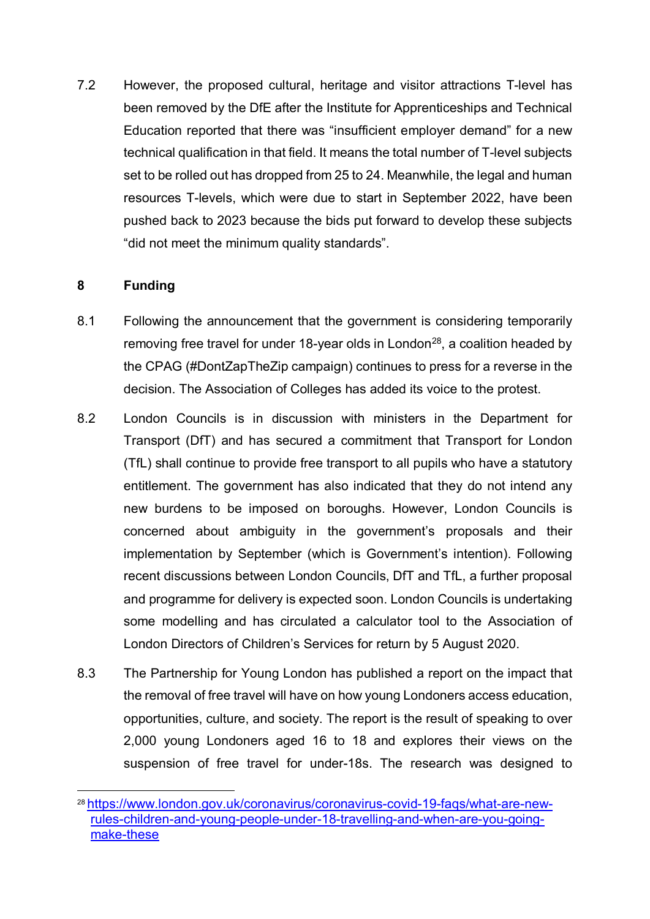7.2 However, the proposed cultural, heritage and visitor attractions T-level has been removed by the DfE after the Institute for Apprenticeships and Technical Education reported that there was “insufficient employer demand” for a new technical qualification in that field. It means the total number of T-level subjects set to be rolled out has dropped from 25 to 24. Meanwhile, the legal and human resources T-levels, which were due to start in September 2022, have been pushed back to 2023 because the bids put forward to develop these subjects “did not meet the minimum quality standards”.

## 8 Funding

8.1 Following the announcement that the government is considering temporarily removing free travel for under 18-year olds in London[28], a coalition headed by the CPAG (#DontZapTheZip campaign) continues to press for a reverse in the decision. The Association of Colleges has added its voice to the protest.

8.2 London Councils is in discussion with ministers in the Department for Transport (DfT) and has secured a commitment that Transport for London (TfL) shall continue to provide free transport to all pupils who have a statutory entitlement. The government has also indicated that they do not intend any new burdens to be imposed on boroughs. However, London Councils is concerned about ambiguity in the government’s proposals and their implementation by September (which is Government’s intention). Following recent discussions between London Councils, DfT and TfL, a further proposal and programme for delivery is expected soon. London Councils is undertaking some modelling and has circulated a calculator tool to the Association of London Directors of Children’s Services for return by 5 August 2020.

8.3 The Partnership for Young London has published a report on the impact that the removal of free travel will have on how young Londoners access education, opportunities, culture, and society. The report is the result of speaking to over 2,000 young Londoners aged 16 to 18 and explores their views on the suspension of free travel for under-18s. The research was designed to

---

[28] https://www.london.gov.uk/coronavirus/coronavirus-covid-19-faqs/what-are-new-rules-children-and-young-people-under-18-travelling-and-when-are-you-going-make-these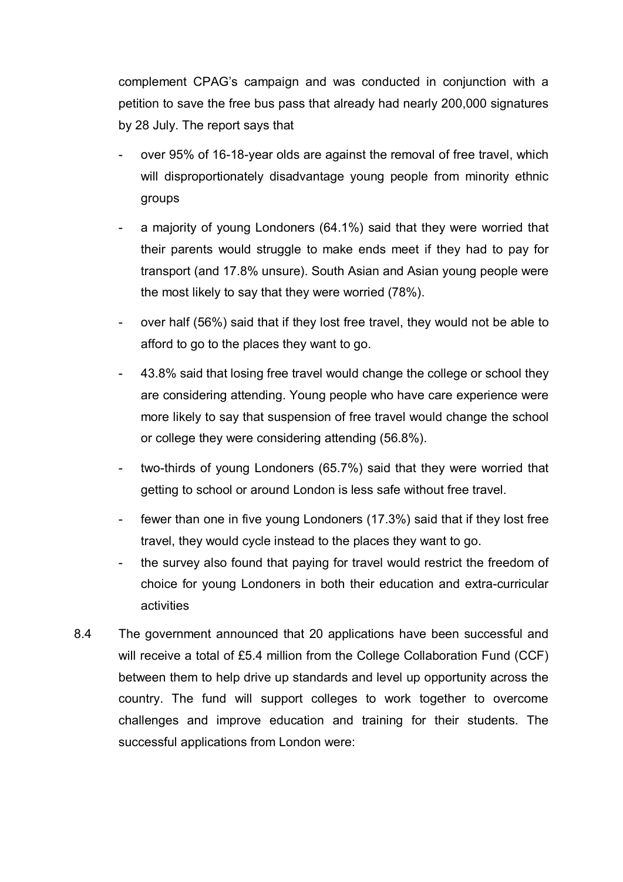complement CPAG's campaign and was conducted in conjunction with a petition to save the free bus pass that already had nearly 200,000 signatures by 28 July. The report says that

- over 95% of 16-18-year olds are against the removal of free travel, which will disproportionately disadvantage young people from minority ethnic groups
- a majority of young Londoners (64.1%) said that they were worried that their parents would struggle to make ends meet if they had to pay for transport (and 17.8% unsure). South Asian and Asian young people were the most likely to say that they were worried (78%).
- over half (56%) said that if they lost free travel, they would not be able to afford to go to the places they want to go.
- 43.8% said that losing free travel would change the college or school they are considering attending. Young people who have care experience were more likely to say that suspension of free travel would change the school or college they were considering attending (56.8%).
- two-thirds of young Londoners (65.7%) said that they were worried that getting to school or around London is less safe without free travel.
- fewer than one in five young Londoners (17.3%) said that if they lost free travel, they would cycle instead to the places they want to go.
- the survey also found that paying for travel would restrict the freedom of choice for young Londoners in both their education and extra-curricular activities

8.4 The government announced that 20 applications have been successful and will receive a total of £5.4 million from the College Collaboration Fund (CCF) between them to help drive up standards and level up opportunity across the country. The fund will support colleges to work together to overcome challenges and improve education and training for their students. The successful applications from London were: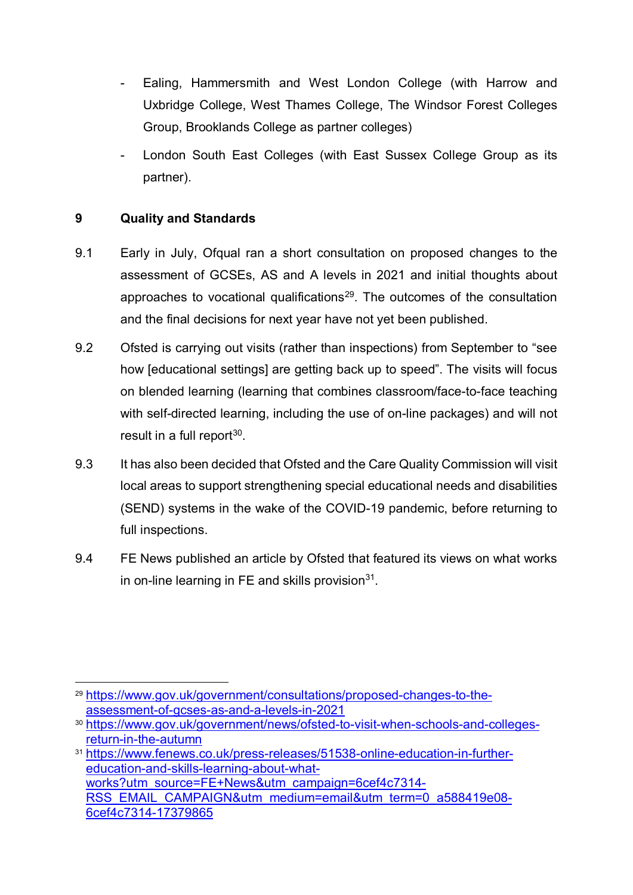- Ealing, Hammersmith and West London College (with Harrow and Uxbridge College, West Thames College, The Windsor Forest Colleges Group, Brooklands College as partner colleges)
- London South East Colleges (with East Sussex College Group as its partner).

## 9 Quality and Standards

9.1 Early in July, Ofqual ran a short consultation on proposed changes to the assessment of GCSEs, AS and A levels in 2021 and initial thoughts about approaches to vocational qualifications[29]. The outcomes of the consultation and the final decisions for next year have not yet been published.

9.2 Ofsted is carrying out visits (rather than inspections) from September to "see how [educational settings] are getting back up to speed". The visits will focus on blended learning (learning that combines classroom/face-to-face teaching with self-directed learning, including the use of on-line packages) and will not result in a full report[30].

9.3 It has also been decided that Ofsted and the Care Quality Commission will visit local areas to support strengthening special educational needs and disabilities (SEND) systems in the wake of the COVID-19 pandemic, before returning to full inspections.

9.4 FE News published an article by Ofsted that featured its views on what works in on-line learning in FE and skills provision[31].

---

[29] https://www.gov.uk/government/consultations/proposed-changes-to-the-assessment-of-gcses-as-and-a-levels-in-2021

[30] https://www.gov.uk/government/news/ofsted-to-visit-when-schools-and-colleges-return-in-the-autumn

[31] https://www.fenews.co.uk/press-releases/51538-online-education-in-further-education-and-skills-learning-about-what-works?utm_source=FE+News&utm_campaign=6cef4c7314-RSS_EMAIL_CAMPAIGN&utm_medium=email&utm_term=0_a588419e08-6cef4c7314-17379865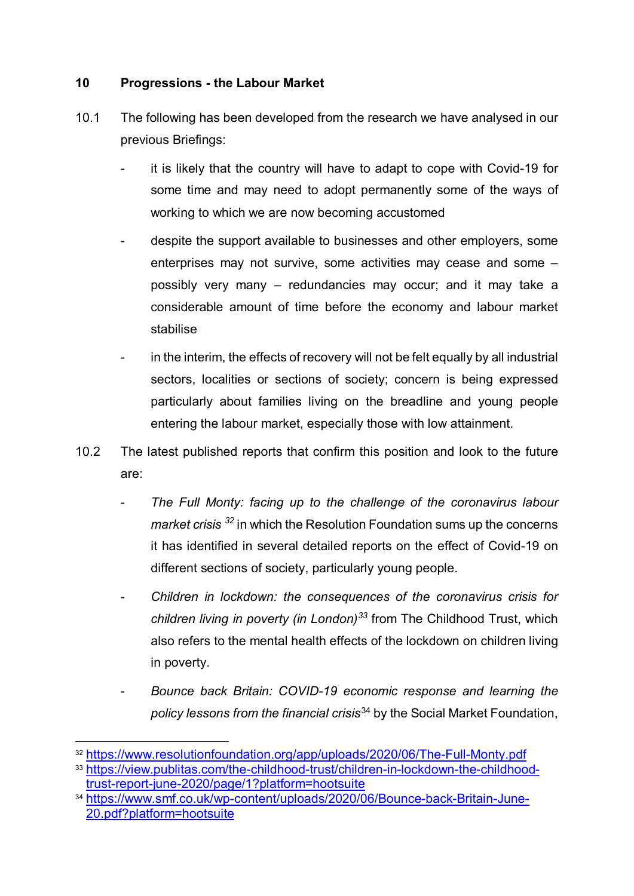## 10 Progressions - the Labour Market

10.1 The following has been developed from the research we have analysed in our previous Briefings:

- it is likely that the country will have to adapt to cope with Covid-19 for some time and may need to adopt permanently some of the ways of working to which we are now becoming accustomed
- despite the support available to businesses and other employers, some enterprises may not survive, some activities may cease and some – possibly very many – redundancies may occur; and it may take a considerable amount of time before the economy and labour market stabilise
- in the interim, the effects of recovery will not be felt equally by all industrial sectors, localities or sections of society; concern is being expressed particularly about families living on the breadline and young people entering the labour market, especially those with low attainment.

10.2 The latest published reports that confirm this position and look to the future are:

- *The Full Monty: facing up to the challenge of the coronavirus labour market crisis* [32] in which the Resolution Foundation sums up the concerns it has identified in several detailed reports on the effect of Covid-19 on different sections of society, particularly young people.
- *Children in lockdown: the consequences of the coronavirus crisis for children living in poverty (in London)* [33] from The Childhood Trust, which also refers to the mental health effects of the lockdown on children living in poverty.
- *Bounce back Britain: COVID-19 economic response and learning the policy lessons from the financial crisis* [34] by the Social Market Foundation,

---

[32] https://www.resolutionfoundation.org/app/uploads/2020/06/The-Full-Monty.pdf

[33] https://view.publitas.com/the-childhood-trust/children-in-lockdown-the-childhood-trust-report-june-2020/page/1?platform=hootsuite

[34] https://www.smf.co.uk/wp-content/uploads/2020/06/Bounce-back-Britain-June-20.pdf?platform=hootsuite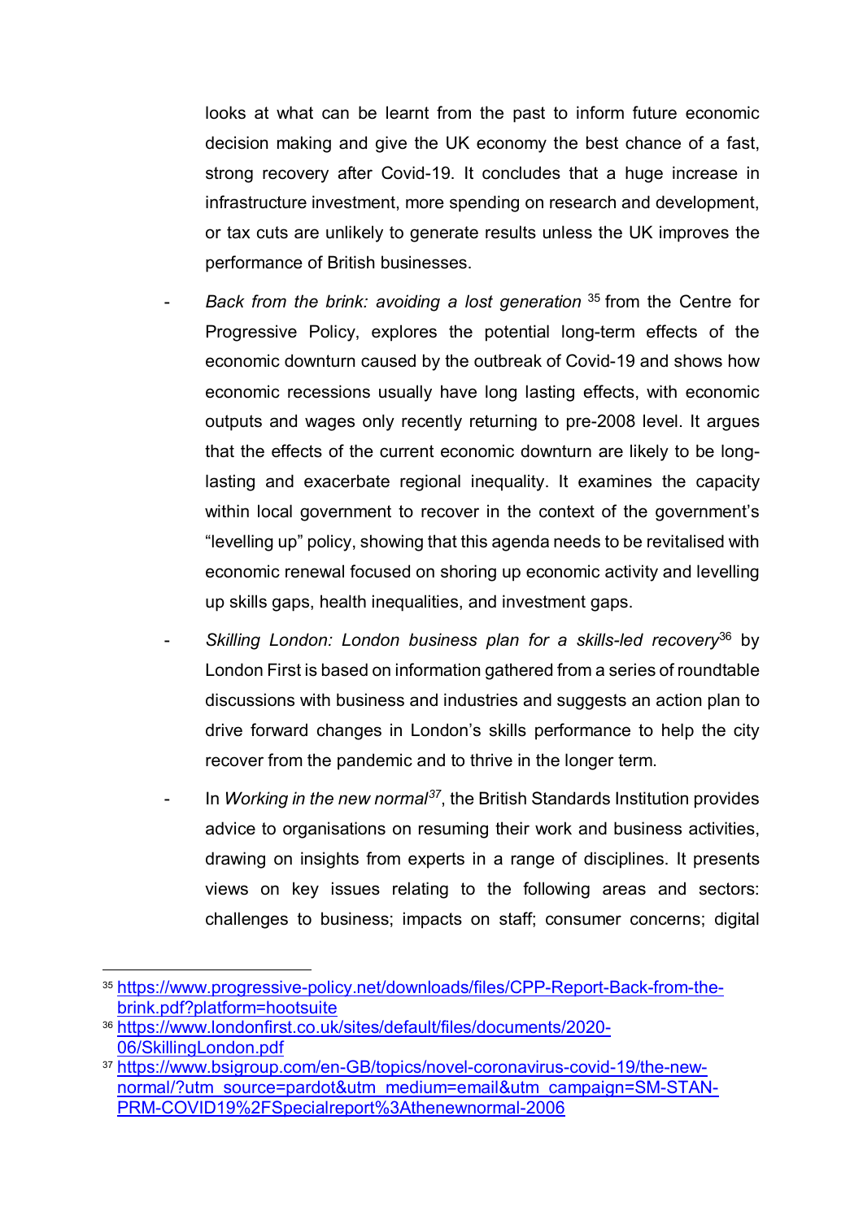looks at what can be learnt from the past to inform future economic decision making and give the UK economy the best chance of a fast, strong recovery after Covid-19. It concludes that a huge increase in infrastructure investment, more spending on research and development, or tax cuts are unlikely to generate results unless the UK improves the performance of British businesses.

- *Back from the brink: avoiding a lost generation* [35] from the Centre for Progressive Policy, explores the potential long-term effects of the economic downturn caused by the outbreak of Covid-19 and shows how economic recessions usually have long lasting effects, with economic outputs and wages only recently returning to pre-2008 level. It argues that the effects of the current economic downturn are likely to be long-lasting and exacerbate regional inequality. It examines the capacity within local government to recover in the context of the government's "levelling up" policy, showing that this agenda needs to be revitalised with economic renewal focused on shoring up economic activity and levelling up skills gaps, health inequalities, and investment gaps.
- *Skilling London: London business plan for a skills-led recovery*[36] by London First is based on information gathered from a series of roundtable discussions with business and industries and suggests an action plan to drive forward changes in London's skills performance to help the city recover from the pandemic and to thrive in the longer term.
- In *Working in the new normal*[37], the British Standards Institution provides advice to organisations on resuming their work and business activities, drawing on insights from experts in a range of disciplines. It presents views on key issues relating to the following areas and sectors: challenges to business; impacts on staff; consumer concerns; digital

---

[35] https://www.progressive-policy.net/downloads/files/CPP-Report-Back-from-the-brink.pdf?platform=hootsuite

[36] https://www.londonfirst.co.uk/sites/default/files/documents/2020-06/SkillingLondon.pdf

[37] https://www.bsigroup.com/en-GB/topics/novel-coronavirus-covid-19/the-new-normal/?utm_source=pardot&utm_medium=email&utm_campaign=SM-STAN-PRM-COVID19%2FSpecialreport%3Athenewnormal-2006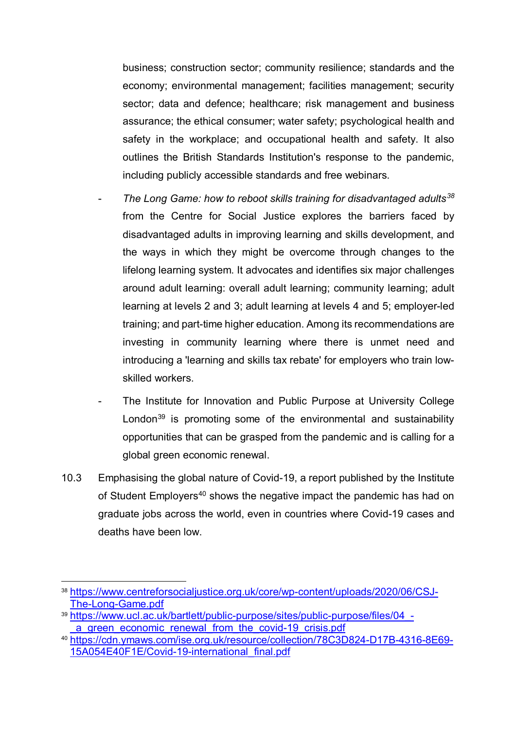business; construction sector; community resilience; standards and the economy; environmental management; facilities management; security sector; data and defence; healthcare; risk management and business assurance; the ethical consumer; water safety; psychological health and safety in the workplace; and occupational health and safety. It also outlines the British Standards Institution's response to the pandemic, including publicly accessible standards and free webinars.

- *The Long Game: how to reboot skills training for disadvantaged adults*[38] from the Centre for Social Justice explores the barriers faced by disadvantaged adults in improving learning and skills development, and the ways in which they might be overcome through changes to the lifelong learning system. It advocates and identifies six major challenges around adult learning: overall adult learning; community learning; adult learning at levels 2 and 3; adult learning at levels 4 and 5; employer-led training; and part-time higher education. Among its recommendations are investing in community learning where there is unmet need and introducing a 'learning and skills tax rebate' for employers who train low-skilled workers.
- The Institute for Innovation and Public Purpose at University College London[39] is promoting some of the environmental and sustainability opportunities that can be grasped from the pandemic and is calling for a global green economic renewal.

10.3 Emphasising the global nature of Covid-19, a report published by the Institute of Student Employers[40] shows the negative impact the pandemic has had on graduate jobs across the world, even in countries where Covid-19 cases and deaths have been low.

---

[38] https://www.centreforsocialjustice.org.uk/core/wp-content/uploads/2020/06/CSJ-The-Long-Game.pdf

[39] https://www.ucl.ac.uk/bartlett/public-purpose/sites/public-purpose/files/04_-_a_green_economic_renewal_from_the_covid-19_crisis.pdf

[40] https://cdn.ymaws.com/ise.org.uk/resource/collection/78C3D824-D17B-4316-8E69-15A054E40F1E/Covid-19-international_final.pdf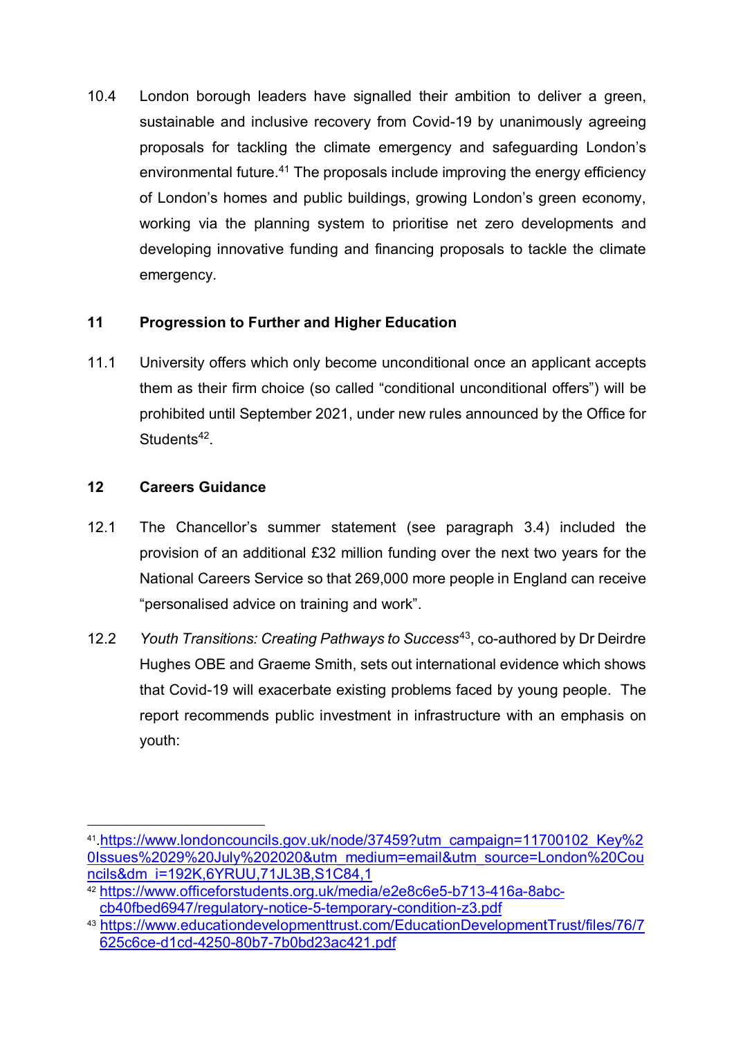10.4 London borough leaders have signalled their ambition to deliver a green, sustainable and inclusive recovery from Covid-19 by unanimously agreeing proposals for tackling the climate emergency and safeguarding London's environmental future.[41] The proposals include improving the energy efficiency of London's homes and public buildings, growing London's green economy, working via the planning system to prioritise net zero developments and developing innovative funding and financing proposals to tackle the climate emergency.

## 11 Progression to Further and Higher Education

11.1 University offers which only become unconditional once an applicant accepts them as their firm choice (so called "conditional unconditional offers") will be prohibited until September 2021, under new rules announced by the Office for Students[42].

## 12 Careers Guidance

12.1 The Chancellor's summer statement (see paragraph 3.4) included the provision of an additional £32 million funding over the next two years for the National Careers Service so that 269,000 more people in England can receive "personalised advice on training and work".

12.2 *Youth Transitions: Creating Pathways to Success*[43], co-authored by Dr Deirdre Hughes OBE and Graeme Smith, sets out international evidence which shows that Covid-19 will exacerbate existing problems faced by young people. The report recommends public investment in infrastructure with an emphasis on youth:

---

[41] https://www.londoncouncils.gov.uk/node/37459?utm_campaign=11700102_Key%20Issues%2029%20July%202020&utm_medium=email&utm_source=London%20Councils&dm_i=192K,6YRUU,71JL3B,S1C84,1

[42] https://www.officeforstudents.org.uk/media/e2e8c6e5-b713-416a-8abc-cb40fbed6947/regulatory-notice-5-temporary-condition-z3.pdf

[43] https://www.educationdevelopmenttrust.com/EducationDevelopmentTrust/files/76/7625c6ce-d1cd-4250-80b7-7b0bd23ac421.pdf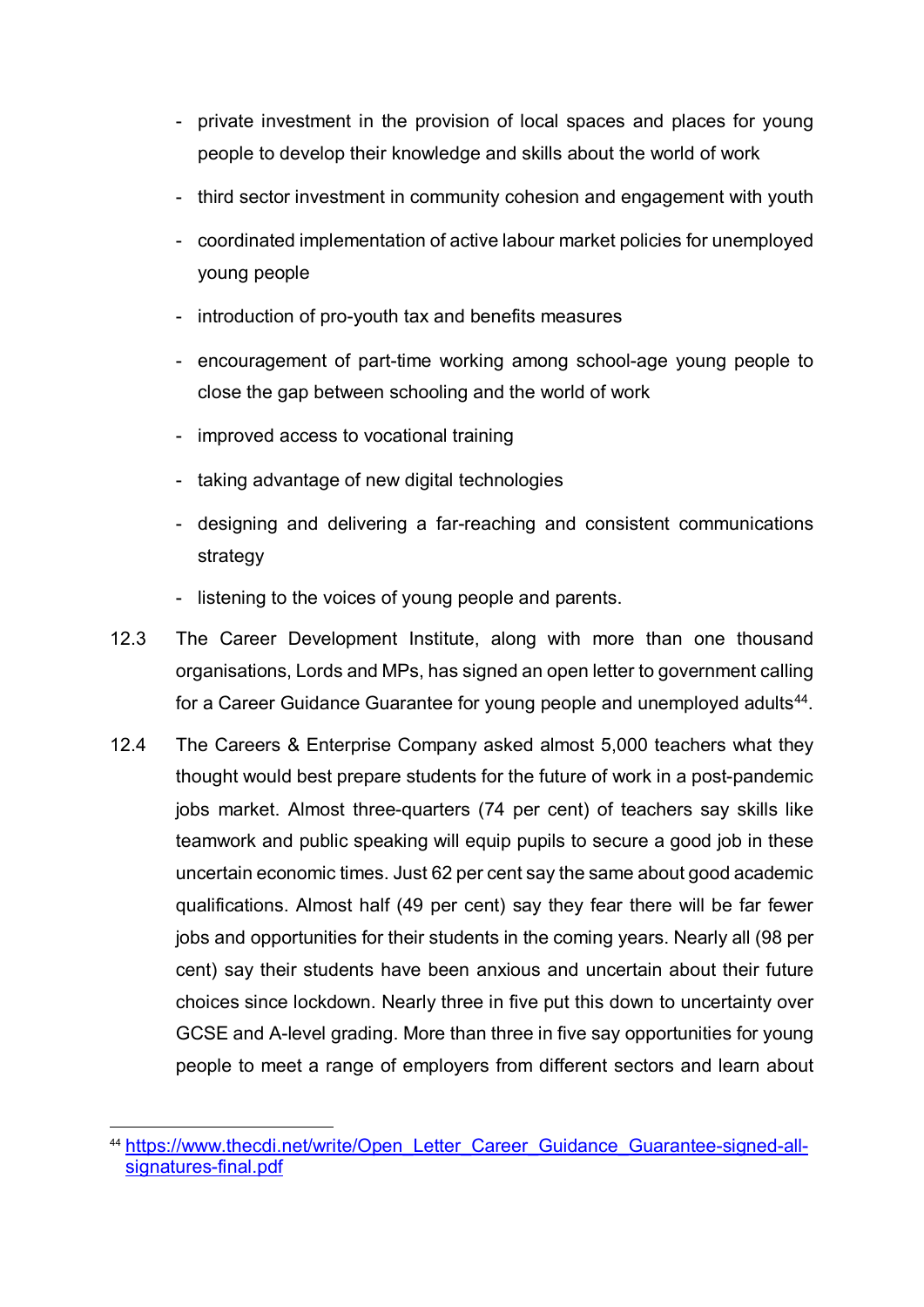- private investment in the provision of local spaces and places for young people to develop their knowledge and skills about the world of work
- third sector investment in community cohesion and engagement with youth
- coordinated implementation of active labour market policies for unemployed young people
- introduction of pro-youth tax and benefits measures
- encouragement of part-time working among school-age young people to close the gap between schooling and the world of work
- improved access to vocational training
- taking advantage of new digital technologies
- designing and delivering a far-reaching and consistent communications strategy
- listening to the voices of young people and parents.

12.3 The Career Development Institute, along with more than one thousand organisations, Lords and MPs, has signed an open letter to government calling for a Career Guidance Guarantee for young people and unemployed adults[44].

12.4 The Careers & Enterprise Company asked almost 5,000 teachers what they thought would best prepare students for the future of work in a post-pandemic jobs market. Almost three-quarters (74 per cent) of teachers say skills like teamwork and public speaking will equip pupils to secure a good job in these uncertain economic times. Just 62 per cent say the same about good academic qualifications. Almost half (49 per cent) say they fear there will be far fewer jobs and opportunities for their students in the coming years. Nearly all (98 per cent) say their students have been anxious and uncertain about their future choices since lockdown. Nearly three in five put this down to uncertainty over GCSE and A-level grading. More than three in five say opportunities for young people to meet a range of employers from different sectors and learn about

---

[44] https://www.thecdi.net/write/Open_Letter_Career_Guidance_Guarantee-signed-all-signatures-final.pdf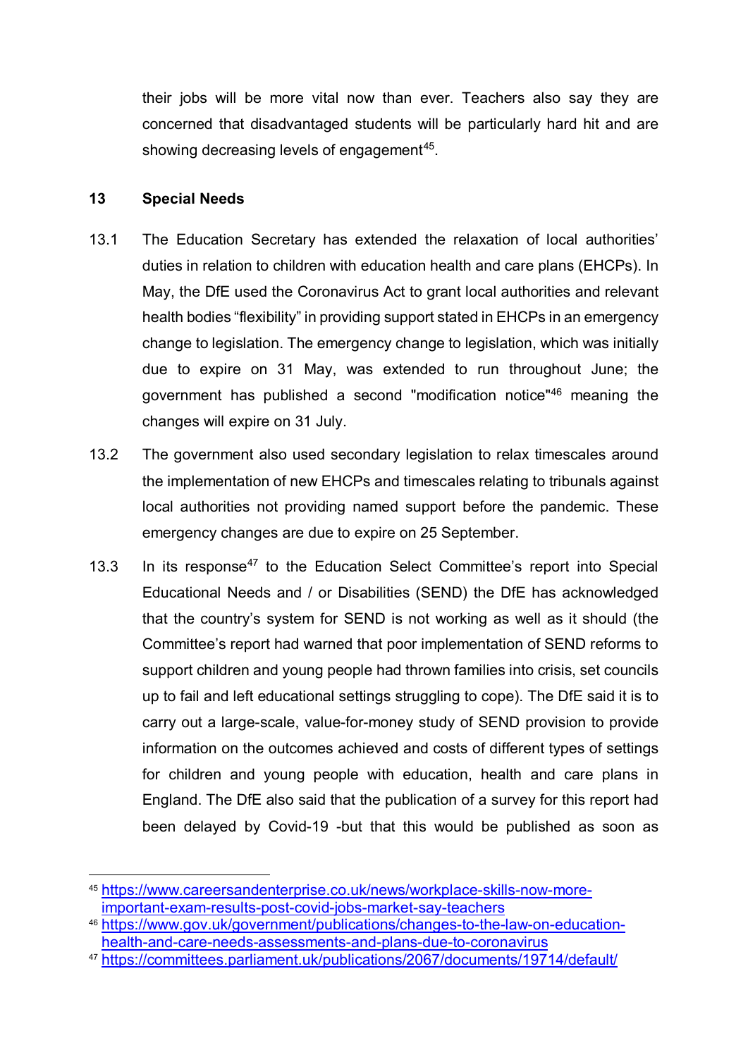their jobs will be more vital now than ever. Teachers also say they are concerned that disadvantaged students will be particularly hard hit and are showing decreasing levels of engagement[45].

## 13 Special Needs

13.1 The Education Secretary has extended the relaxation of local authorities' duties in relation to children with education health and care plans (EHCPs). In May, the DfE used the Coronavirus Act to grant local authorities and relevant health bodies "flexibility" in providing support stated in EHCPs in an emergency change to legislation. The emergency change to legislation, which was initially due to expire on 31 May, was extended to run throughout June; the government has published a second "modification notice"[46] meaning the changes will expire on 31 July.

13.2 The government also used secondary legislation to relax timescales around the implementation of new EHCPs and timescales relating to tribunals against local authorities not providing named support before the pandemic. These emergency changes are due to expire on 25 September.

13.3 In its response[47] to the Education Select Committee's report into Special Educational Needs and / or Disabilities (SEND) the DfE has acknowledged that the country's system for SEND is not working as well as it should (the Committee's report had warned that poor implementation of SEND reforms to support children and young people had thrown families into crisis, set councils up to fail and left educational settings struggling to cope). The DfE said it is to carry out a large-scale, value-for-money study of SEND provision to provide information on the outcomes achieved and costs of different types of settings for children and young people with education, health and care plans in England. The DfE also said that the publication of a survey for this report had been delayed by Covid-19 -but that this would be published as soon as

---

[45] https://www.careersandenterprise.co.uk/news/workplace-skills-now-more-important-exam-results-post-covid-jobs-market-say-teachers

[46] https://www.gov.uk/government/publications/changes-to-the-law-on-education-health-and-care-needs-assessments-and-plans-due-to-coronavirus

[47] https://committees.parliament.uk/publications/2067/documents/19714/default/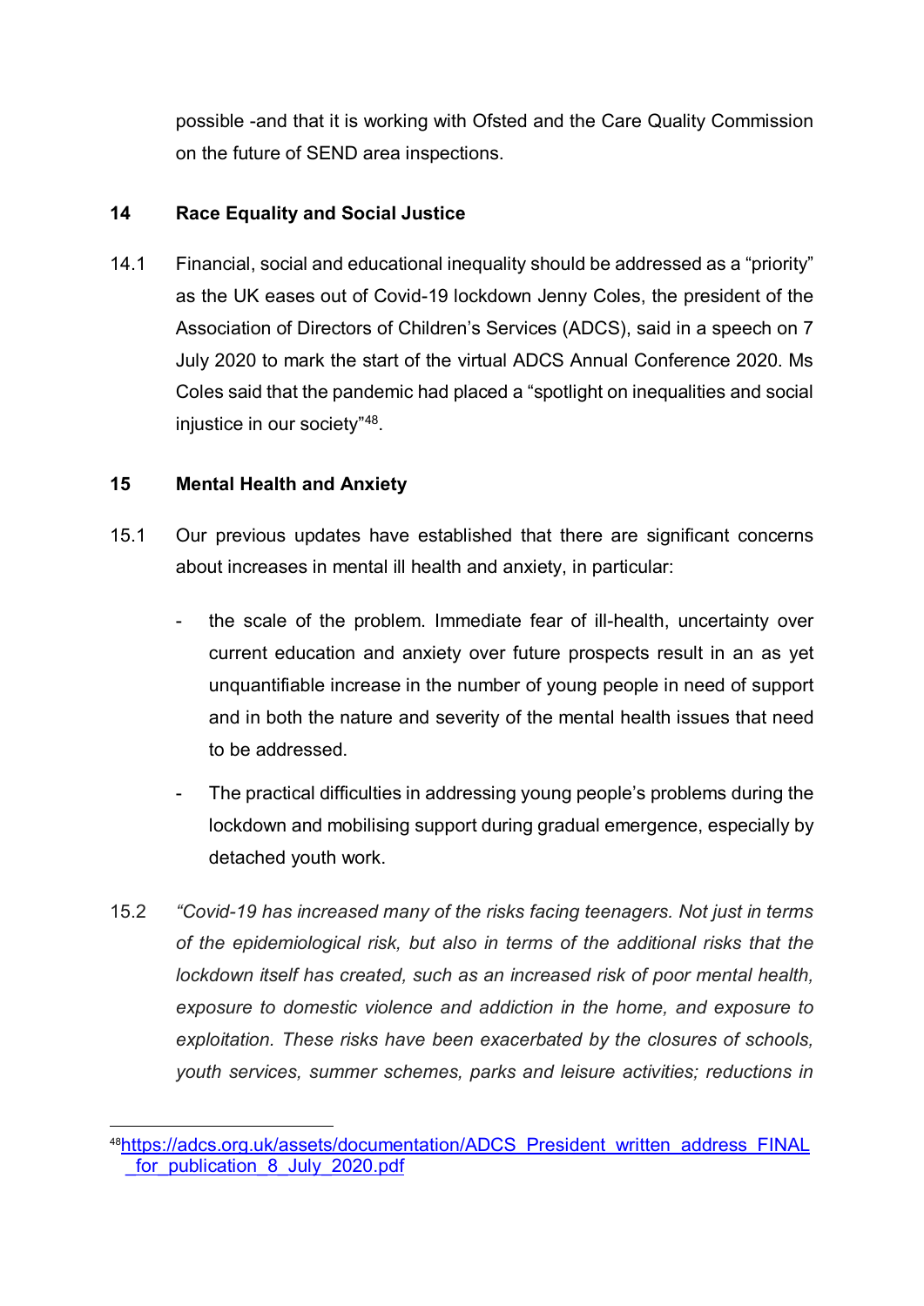possible -and that it is working with Ofsted and the Care Quality Commission on the future of SEND area inspections.

## 14 Race Equality and Social Justice

14.1 Financial, social and educational inequality should be addressed as a "priority" as the UK eases out of Covid-19 lockdown Jenny Coles, the president of the Association of Directors of Children's Services (ADCS), said in a speech on 7 July 2020 to mark the start of the virtual ADCS Annual Conference 2020. Ms Coles said that the pandemic had placed a "spotlight on inequalities and social injustice in our society"[48].

## 15 Mental Health and Anxiety

15.1 Our previous updates have established that there are significant concerns about increases in mental ill health and anxiety, in particular:

- the scale of the problem. Immediate fear of ill-health, uncertainty over current education and anxiety over future prospects result in an as yet unquantifiable increase in the number of young people in need of support and in both the nature and severity of the mental health issues that need to be addressed.
- The practical difficulties in addressing young people's problems during the lockdown and mobilising support during gradual emergence, especially by detached youth work.

15.2 *"Covid-19 has increased many of the risks facing teenagers. Not just in terms of the epidemiological risk, but also in terms of the additional risks that the lockdown itself has created, such as an increased risk of poor mental health, exposure to domestic violence and addiction in the home, and exposure to exploitation. These risks have been exacerbated by the closures of schools, youth services, summer schemes, parks and leisure activities; reductions in*

---

[48] https://adcs.org.uk/assets/documentation/ADCS_President_written_address_FINAL_for_publication_8_July_2020.pdf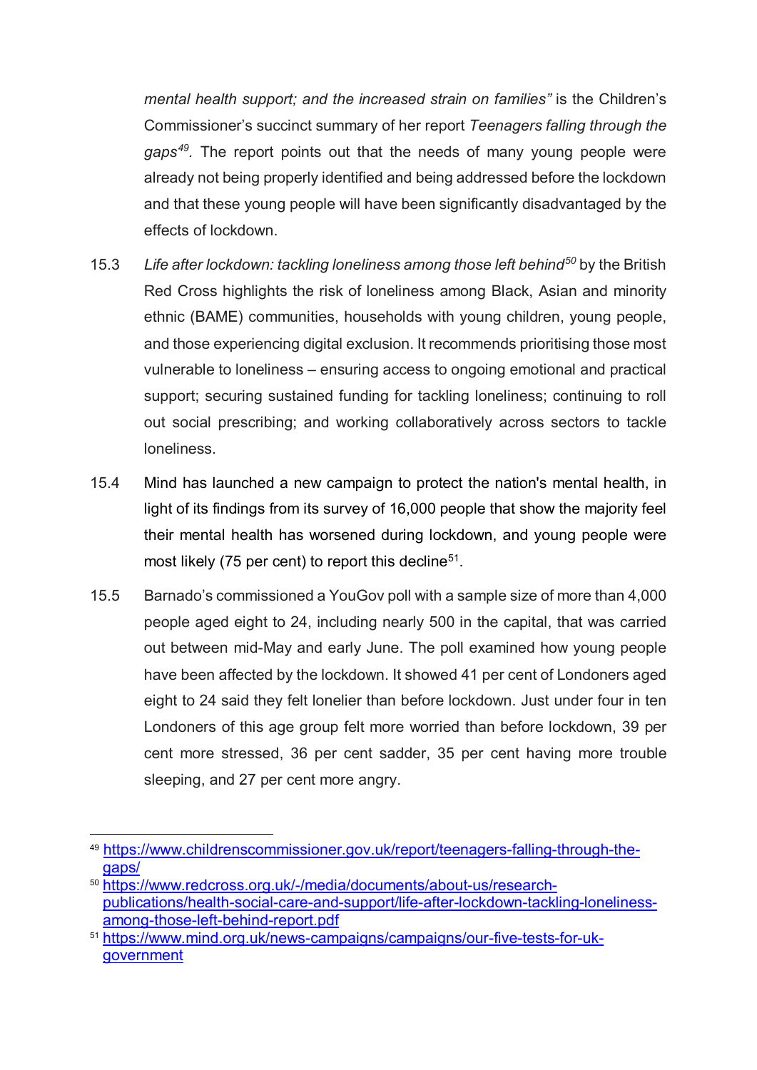*mental health support; and the increased strain on families"* is the Children's Commissioner's succinct summary of her report *Teenagers falling through the gaps*[49]. The report points out that the needs of many young people were already not being properly identified and being addressed before the lockdown and that these young people will have been significantly disadvantaged by the effects of lockdown.

15.3 *Life after lockdown: tackling loneliness among those left behind*[50] by the British Red Cross highlights the risk of loneliness among Black, Asian and minority ethnic (BAME) communities, households with young children, young people, and those experiencing digital exclusion. It recommends prioritising those most vulnerable to loneliness – ensuring access to ongoing emotional and practical support; securing sustained funding for tackling loneliness; continuing to roll out social prescribing; and working collaboratively across sectors to tackle loneliness.

15.4 Mind has launched a new campaign to protect the nation's mental health, in light of its findings from its survey of 16,000 people that show the majority feel their mental health has worsened during lockdown, and young people were most likely (75 per cent) to report this decline[51].

15.5 Barnado's commissioned a YouGov poll with a sample size of more than 4,000 people aged eight to 24, including nearly 500 in the capital, that was carried out between mid-May and early June. The poll examined how young people have been affected by the lockdown. It showed 41 per cent of Londoners aged eight to 24 said they felt lonelier than before lockdown. Just under four in ten Londoners of this age group felt more worried than before lockdown, 39 per cent more stressed, 36 per cent sadder, 35 per cent having more trouble sleeping, and 27 per cent more angry.

---

[49] https://www.childrenscommissioner.gov.uk/report/teenagers-falling-through-the-gaps/

[50] https://www.redcross.org.uk/-/media/documents/about-us/research-publications/health-social-care-and-support/life-after-lockdown-tackling-loneliness-among-those-left-behind-report.pdf

[51] https://www.mind.org.uk/news-campaigns/campaigns/our-five-tests-for-uk-government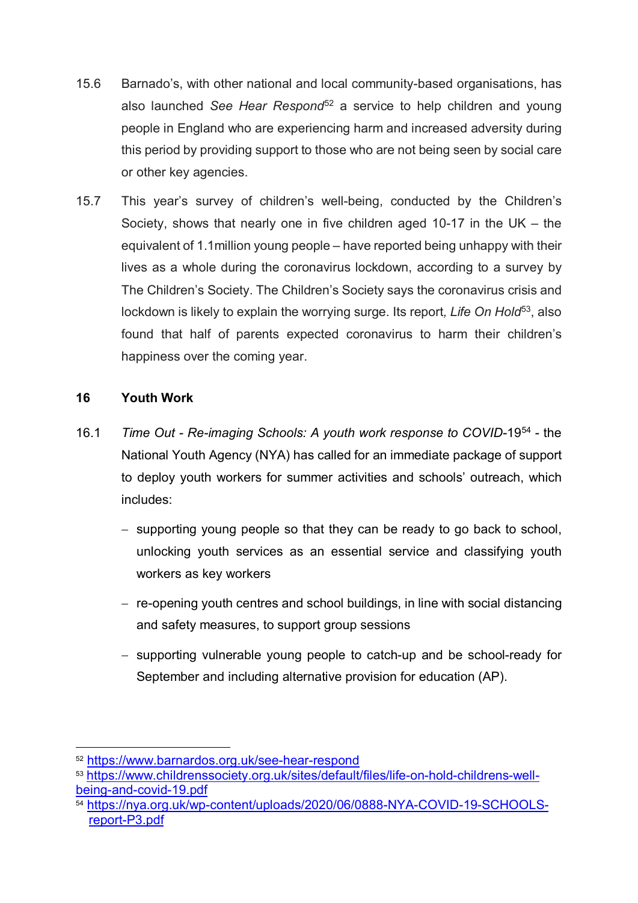15.6 Barnado's, with other national and local community-based organisations, has also launched *See Hear Respond*[52] a service to help children and young people in England who are experiencing harm and increased adversity during this period by providing support to those who are not being seen by social care or other key agencies.

15.7 This year's survey of children's well-being, conducted by the Children's Society, shows that nearly one in five children aged 10-17 in the UK – the equivalent of 1.1million young people – have reported being unhappy with their lives as a whole during the coronavirus lockdown, according to a survey by The Children's Society. The Children's Society says the coronavirus crisis and lockdown is likely to explain the worrying surge. Its report, *Life On Hold*[53], also found that half of parents expected coronavirus to harm their children's happiness over the coming year.

## 16 Youth Work

16.1 *Time Out - Re-imaging Schools: A youth work response to COVID*-19[54] - the National Youth Agency (NYA) has called for an immediate package of support to deploy youth workers for summer activities and schools' outreach, which includes:

- supporting young people so that they can be ready to go back to school, unlocking youth services as an essential service and classifying youth workers as key workers
- re-opening youth centres and school buildings, in line with social distancing and safety measures, to support group sessions
- supporting vulnerable young people to catch-up and be school-ready for September and including alternative provision for education (AP).

---

[52] https://www.barnardos.org.uk/see-hear-respond

[53] https://www.childrenssociety.org.uk/sites/default/files/life-on-hold-childrens-well-being-and-covid-19.pdf

[54] https://nya.org.uk/wp-content/uploads/2020/06/0888-NYA-COVID-19-SCHOOLS-report-P3.pdf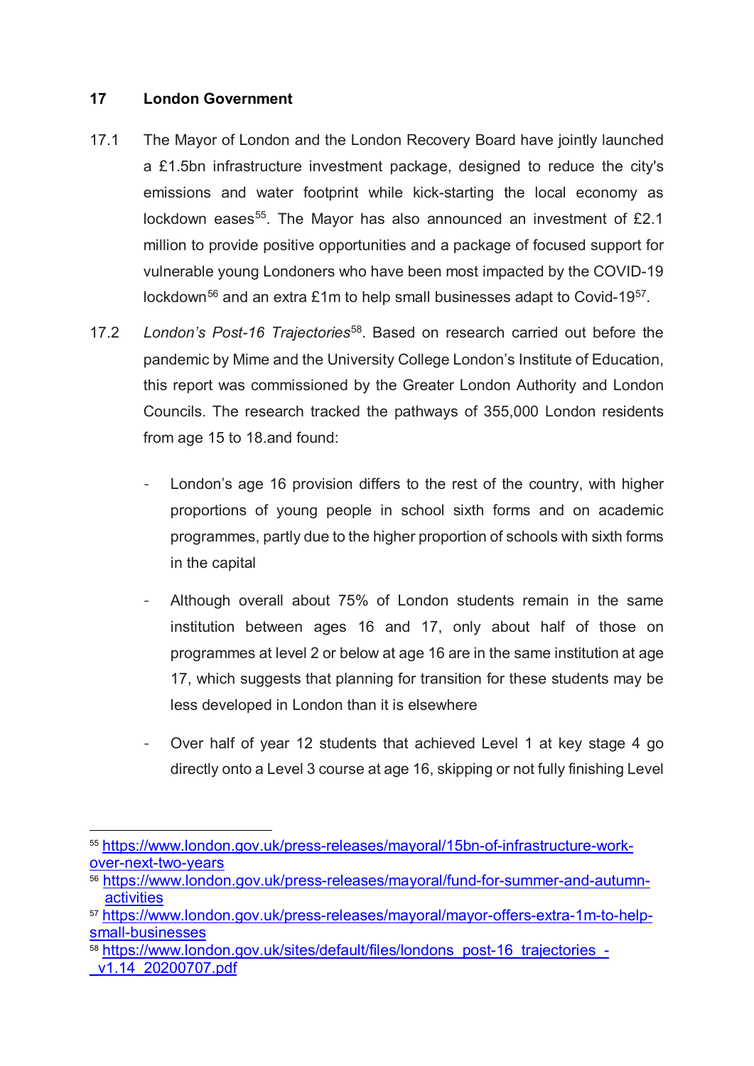## 17 London Government

17.1 The Mayor of London and the London Recovery Board have jointly launched a £1.5bn infrastructure investment package, designed to reduce the city's emissions and water footprint while kick-starting the local economy as lockdown eases[55]. The Mayor has also announced an investment of £2.1 million to provide positive opportunities and a package of focused support for vulnerable young Londoners who have been most impacted by the COVID-19 lockdown[56] and an extra £1m to help small businesses adapt to Covid-19[57].

17.2 *London's Post-16 Trajectories*[58]. Based on research carried out before the pandemic by Mime and the University College London's Institute of Education, this report was commissioned by the Greater London Authority and London Councils. The research tracked the pathways of 355,000 London residents from age 15 to 18.and found:

- London's age 16 provision differs to the rest of the country, with higher proportions of young people in school sixth forms and on academic programmes, partly due to the higher proportion of schools with sixth forms in the capital
- Although overall about 75% of London students remain in the same institution between ages 16 and 17, only about half of those on programmes at level 2 or below at age 16 are in the same institution at age 17, which suggests that planning for transition for these students may be less developed in London than it is elsewhere
- Over half of year 12 students that achieved Level 1 at key stage 4 go directly onto a Level 3 course at age 16, skipping or not fully finishing Level

---

[55] https://www.london.gov.uk/press-releases/mayoral/15bn-of-infrastructure-work-over-next-two-years

[56] https://www.london.gov.uk/press-releases/mayoral/fund-for-summer-and-autumn-activities

[57] https://www.london.gov.uk/press-releases/mayoral/mayor-offers-extra-1m-to-help-small-businesses

[58] https://www.london.gov.uk/sites/default/files/londons_post-16_trajectories_-_v1.14_20200707.pdf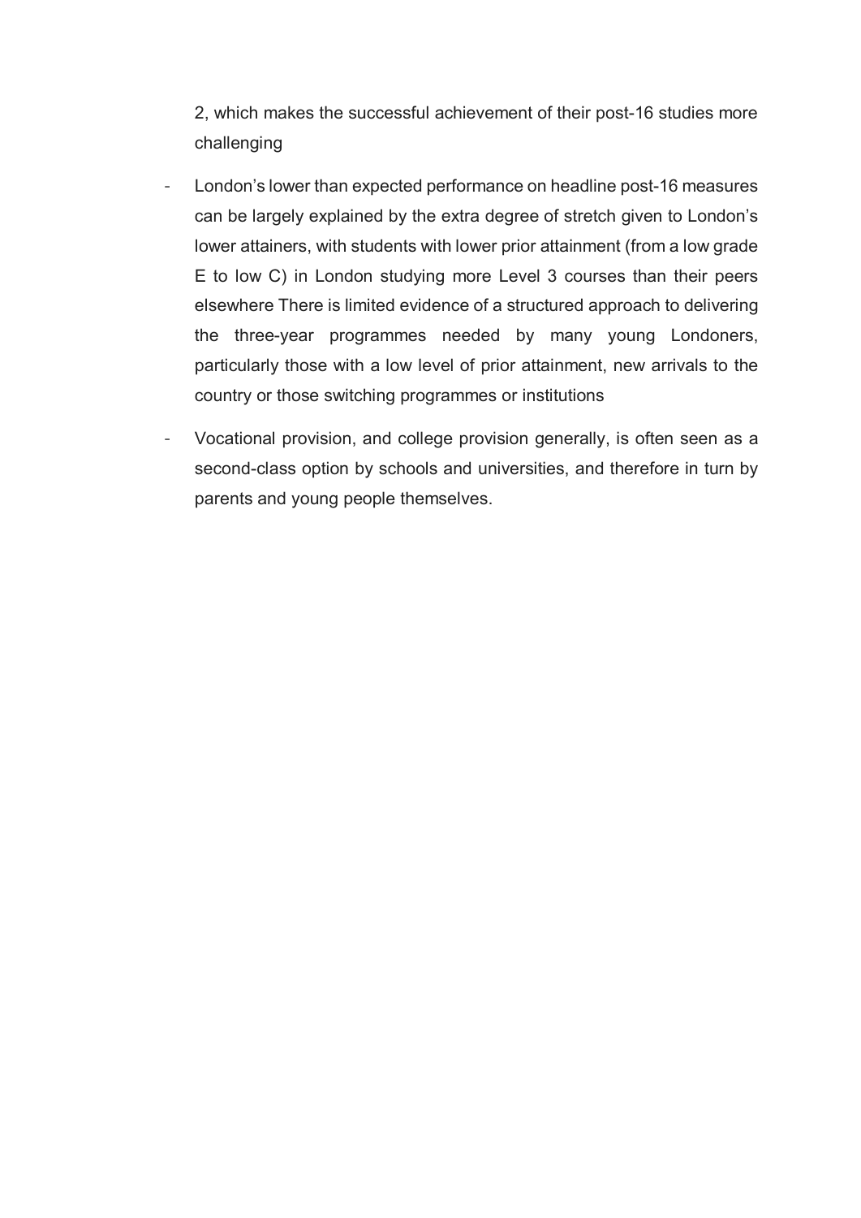2, which makes the successful achievement of their post-16 studies more challenging

- London's lower than expected performance on headline post-16 measures can be largely explained by the extra degree of stretch given to London's lower attainers, with students with lower prior attainment (from a low grade E to low C) in London studying more Level 3 courses than their peers elsewhere There is limited evidence of a structured approach to delivering the three-year programmes needed by many young Londoners, particularly those with a low level of prior attainment, new arrivals to the country or those switching programmes or institutions
- Vocational provision, and college provision generally, is often seen as a second-class option by schools and universities, and therefore in turn by parents and young people themselves.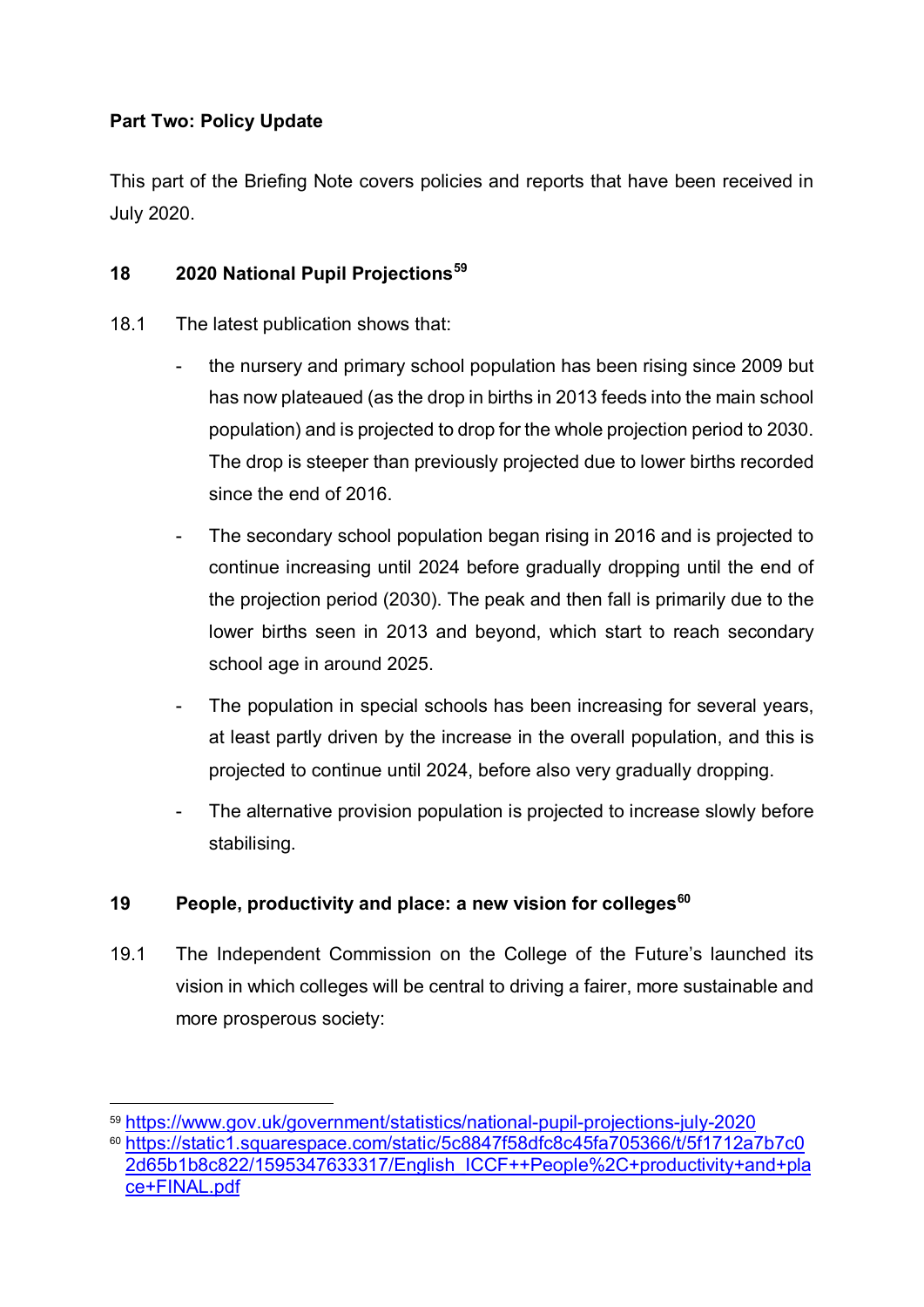**Part Two: Policy Update**

This part of the Briefing Note covers policies and reports that have been received in July 2020.

## 18 2020 National Pupil Projections[59]

18.1 The latest publication shows that:

- the nursery and primary school population has been rising since 2009 but has now plateaued (as the drop in births in 2013 feeds into the main school population) and is projected to drop for the whole projection period to 2030. The drop is steeper than previously projected due to lower births recorded since the end of 2016.
- The secondary school population began rising in 2016 and is projected to continue increasing until 2024 before gradually dropping until the end of the projection period (2030). The peak and then fall is primarily due to the lower births seen in 2013 and beyond, which start to reach secondary school age in around 2025.
- The population in special schools has been increasing for several years, at least partly driven by the increase in the overall population, and this is projected to continue until 2024, before also very gradually dropping.
- The alternative provision population is projected to increase slowly before stabilising.

## 19 People, productivity and place: a new vision for colleges[60]

19.1 The Independent Commission on the College of the Future's launched its vision in which colleges will be central to driving a fairer, more sustainable and more prosperous society:

---

[59] https://www.gov.uk/government/statistics/national-pupil-projections-july-2020

[60] https://static1.squarespace.com/static/5c8847f58dfc8c45fa705366/t/5f1712a7b7c02d65b1b8c822/1595347633317/English_ICCF++People%2C+productivity+and+place+FINAL.pdf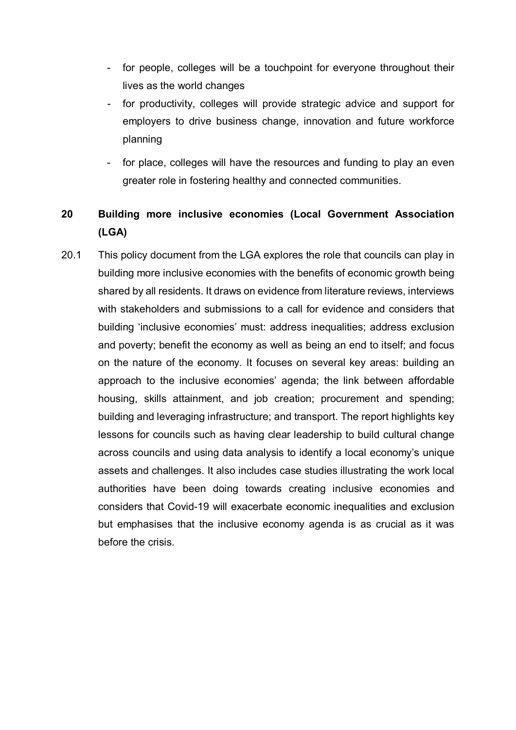- for people, colleges will be a touchpoint for everyone throughout their lives as the world changes
- for productivity, colleges will provide strategic advice and support for employers to drive business change, innovation and future workforce planning
- for place, colleges will have the resources and funding to play an even greater role in fostering healthy and connected communities.

## 20 Building more inclusive economies (Local Government Association (LGA)

20.1 This policy document from the LGA explores the role that councils can play in building more inclusive economies with the benefits of economic growth being shared by all residents. It draws on evidence from literature reviews, interviews with stakeholders and submissions to a call for evidence and considers that building 'inclusive economies' must: address inequalities; address exclusion and poverty; benefit the economy as well as being an end to itself; and focus on the nature of the economy. It focuses on several key areas: building an approach to the inclusive economies' agenda; the link between affordable housing, skills attainment, and job creation; procurement and spending; building and leveraging infrastructure; and transport. The report highlights key lessons for councils such as having clear leadership to build cultural change across councils and using data analysis to identify a local economy's unique assets and challenges. It also includes case studies illustrating the work local authorities have been doing towards creating inclusive economies and considers that Covid-19 will exacerbate economic inequalities and exclusion but emphasises that the inclusive economy agenda is as crucial as it was before the crisis.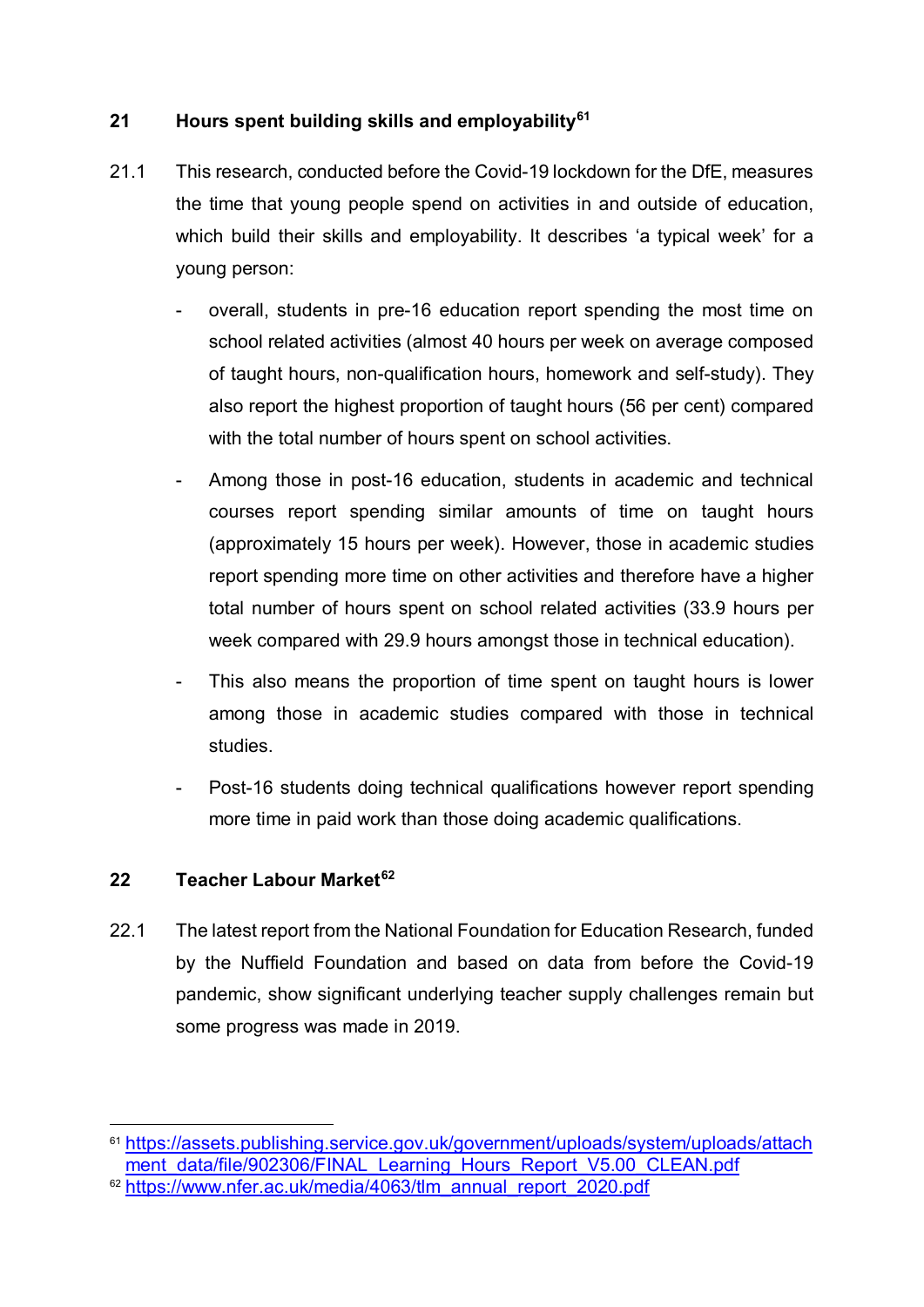## 21 Hours spent building skills and employability[61]

21.1 This research, conducted before the Covid-19 lockdown for the DfE, measures the time that young people spend on activities in and outside of education, which build their skills and employability. It describes 'a typical week' for a young person:

- overall, students in pre-16 education report spending the most time on school related activities (almost 40 hours per week on average composed of taught hours, non-qualification hours, homework and self-study). They also report the highest proportion of taught hours (56 per cent) compared with the total number of hours spent on school activities.
- Among those in post-16 education, students in academic and technical courses report spending similar amounts of time on taught hours (approximately 15 hours per week). However, those in academic studies report spending more time on other activities and therefore have a higher total number of hours spent on school related activities (33.9 hours per week compared with 29.9 hours amongst those in technical education).
- This also means the proportion of time spent on taught hours is lower among those in academic studies compared with those in technical studies.
- Post-16 students doing technical qualifications however report spending more time in paid work than those doing academic qualifications.

## 22 Teacher Labour Market[62]

22.1 The latest report from the National Foundation for Education Research, funded by the Nuffield Foundation and based on data from before the Covid-19 pandemic, show significant underlying teacher supply challenges remain but some progress was made in 2019.

---

[61] https://assets.publishing.service.gov.uk/government/uploads/system/uploads/attachment_data/file/902306/FINAL_Learning_Hours_Report_V5.00_CLEAN.pdf

[62] https://www.nfer.ac.uk/media/4063/tlm_annual_report_2020.pdf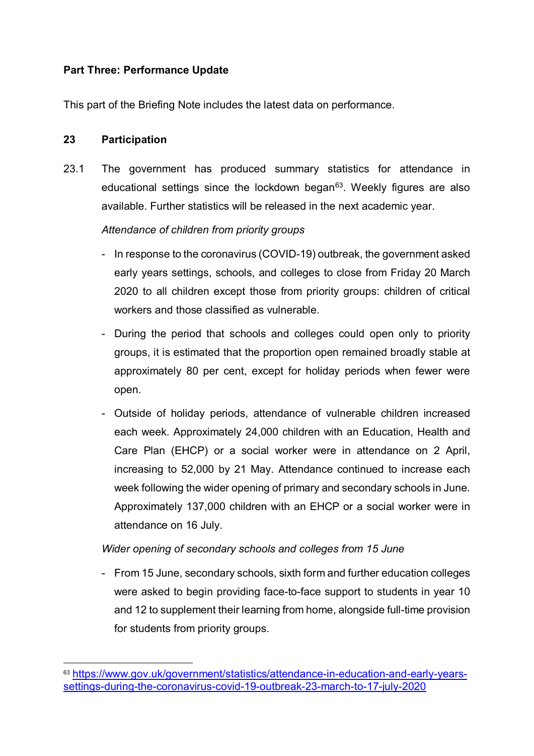**Part Three: Performance Update**

This part of the Briefing Note includes the latest data on performance.

## 23 Participation

23.1 The government has produced summary statistics for attendance in educational settings since the lockdown began[63]. Weekly figures are also available. Further statistics will be released in the next academic year.

*Attendance of children from priority groups*

- In response to the coronavirus (COVID-19) outbreak, the government asked early years settings, schools, and colleges to close from Friday 20 March 2020 to all children except those from priority groups: children of critical workers and those classified as vulnerable.
- During the period that schools and colleges could open only to priority groups, it is estimated that the proportion open remained broadly stable at approximately 80 per cent, except for holiday periods when fewer were open.
- Outside of holiday periods, attendance of vulnerable children increased each week. Approximately 24,000 children with an Education, Health and Care Plan (EHCP) or a social worker were in attendance on 2 April, increasing to 52,000 by 21 May. Attendance continued to increase each week following the wider opening of primary and secondary schools in June. Approximately 137,000 children with an EHCP or a social worker were in attendance on 16 July.

*Wider opening of secondary schools and colleges from 15 June*

- From 15 June, secondary schools, sixth form and further education colleges were asked to begin providing face-to-face support to students in year 10 and 12 to supplement their learning from home, alongside full-time provision for students from priority groups.

---

[63] https://www.gov.uk/government/statistics/attendance-in-education-and-early-years-settings-during-the-coronavirus-covid-19-outbreak-23-march-to-17-july-2020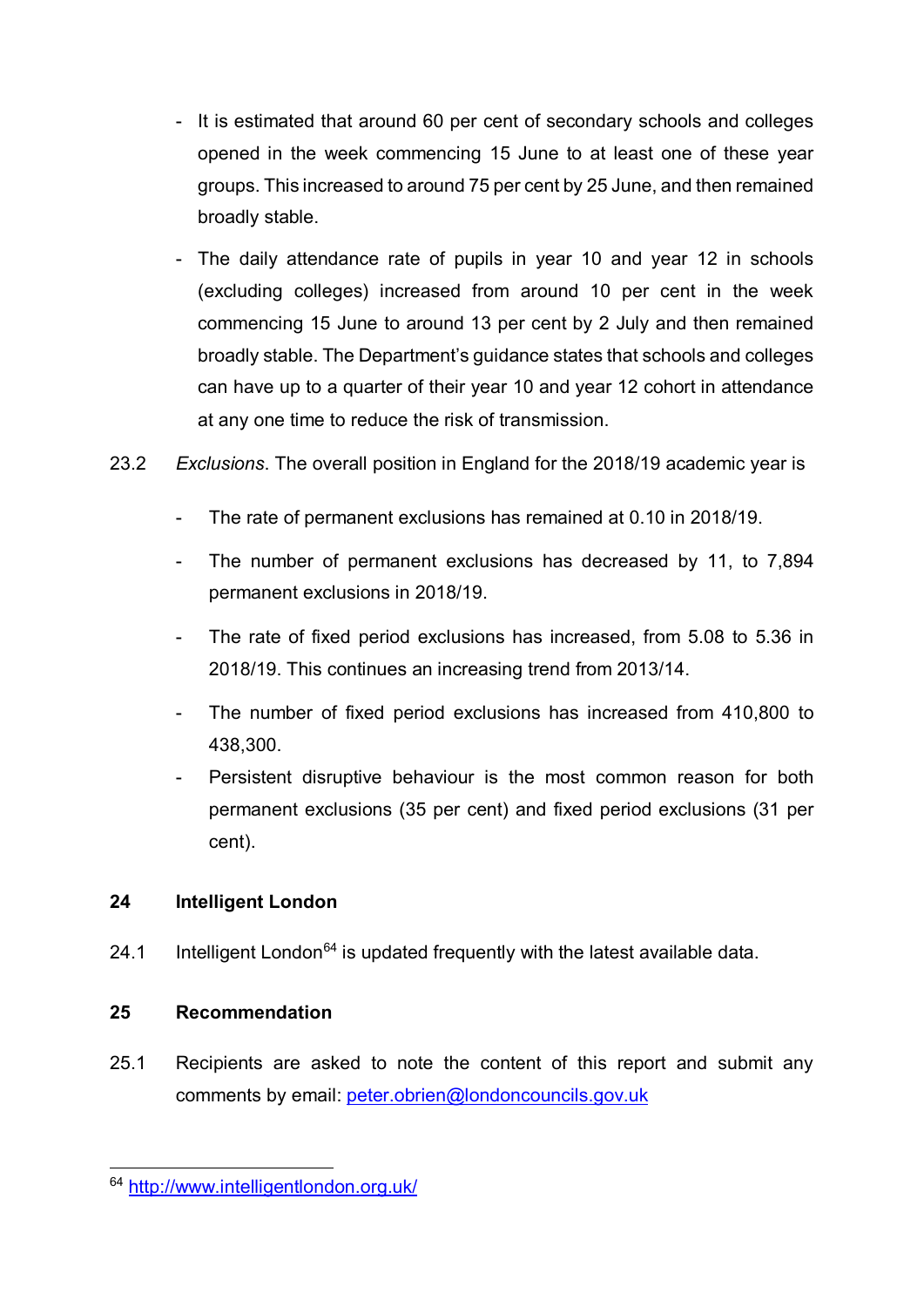- It is estimated that around 60 per cent of secondary schools and colleges opened in the week commencing 15 June to at least one of these year groups. This increased to around 75 per cent by 25 June, and then remained broadly stable.
- The daily attendance rate of pupils in year 10 and year 12 in schools (excluding colleges) increased from around 10 per cent in the week commencing 15 June to around 13 per cent by 2 July and then remained broadly stable. The Department's guidance states that schools and colleges can have up to a quarter of their year 10 and year 12 cohort in attendance at any one time to reduce the risk of transmission.

23.2 *Exclusions*. The overall position in England for the 2018/19 academic year is

- The rate of permanent exclusions has remained at 0.10 in 2018/19.
- The number of permanent exclusions has decreased by 11, to 7,894 permanent exclusions in 2018/19.
- The rate of fixed period exclusions has increased, from 5.08 to 5.36 in 2018/19. This continues an increasing trend from 2013/14.
- The number of fixed period exclusions has increased from 410,800 to 438,300.
- Persistent disruptive behaviour is the most common reason for both permanent exclusions (35 per cent) and fixed period exclusions (31 per cent).

## 24 Intelligent London

24.1 Intelligent London[64] is updated frequently with the latest available data.

## 25 Recommendation

25.1 Recipients are asked to note the content of this report and submit any comments by email: peter.obrien@londoncouncils.gov.uk

[64] http://www.intelligentlondon.org.uk/